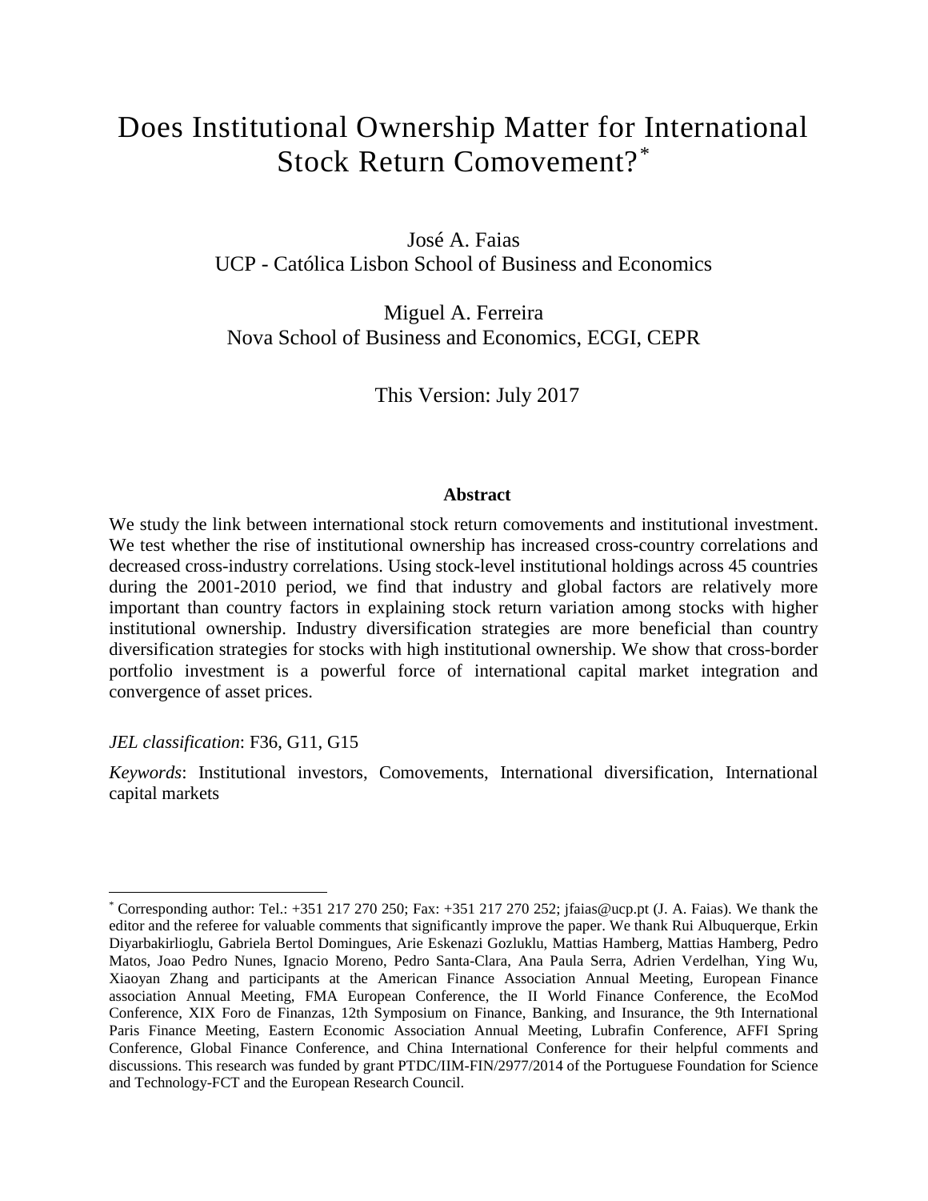# Does Institutional Ownership Matter for International Stock Return Comovement?[*]

José A. Faias
UCP - Católica Lisbon School of Business and Economics

Miguel A. Ferreira
Nova School of Business and Economics, ECGI, CEPR

This Version: July 2017

**Abstract**

We study the link between international stock return comovements and institutional investment. We test whether the rise of institutional ownership has increased cross-country correlations and decreased cross-industry correlations. Using stock-level institutional holdings across 45 countries during the 2001-2010 period, we find that industry and global factors are relatively more important than country factors in explaining stock return variation among stocks with higher institutional ownership. Industry diversification strategies are more beneficial than country diversification strategies for stocks with high institutional ownership. We show that cross-border portfolio investment is a powerful force of international capital market integration and convergence of asset prices.

*JEL classification*: F36, G11, G15

*Keywords*: Institutional investors, Comovements, International diversification, International capital markets

---

[*] Corresponding author: Tel.: +351 217 270 250; Fax: +351 217 270 252; jfaias@ucp.pt (J. A. Faias). We thank the editor and the referee for valuable comments that significantly improve the paper. We thank Rui Albuquerque, Erkin Diyarbakirlioglu, Gabriela Bertol Domingues, Arie Eskenazi Gozluklu, Mattias Hamberg, Mattias Hamberg, Pedro Matos, Joao Pedro Nunes, Ignacio Moreno, Pedro Santa-Clara, Ana Paula Serra, Adrien Verdelhan, Ying Wu, Xiaoyan Zhang and participants at the American Finance Association Annual Meeting, European Finance association Annual Meeting, FMA European Conference, the II World Finance Conference, the EcoMod Conference, XIX Foro de Finanzas, 12th Symposium on Finance, Banking, and Insurance, the 9th International Paris Finance Meeting, Eastern Economic Association Annual Meeting, Lubrafin Conference, AFFI Spring Conference, Global Finance Conference, and China International Conference for their helpful comments and discussions. This research was funded by grant PTDC/IIM-FIN/2977/2014 of the Portuguese Foundation for Science and Technology-FCT and the European Research Council.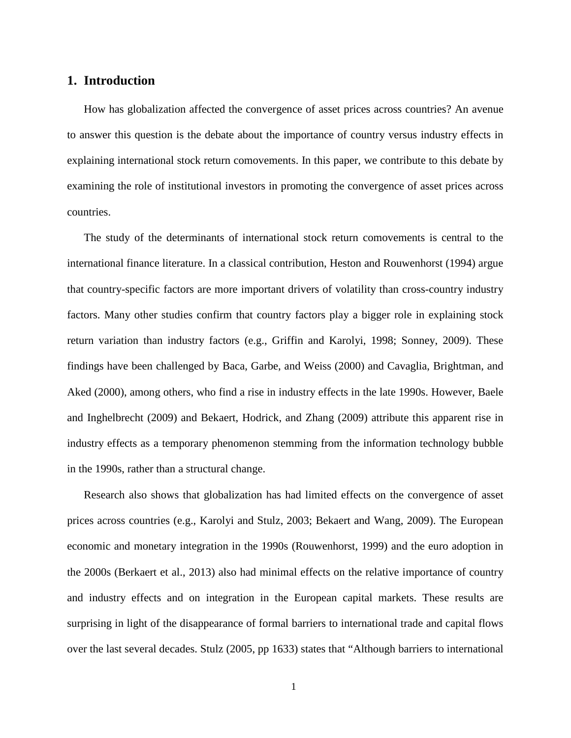## 1. Introduction

How has globalization affected the convergence of asset prices across countries? An avenue to answer this question is the debate about the importance of country versus industry effects in explaining international stock return comovements. In this paper, we contribute to this debate by examining the role of institutional investors in promoting the convergence of asset prices across countries.

The study of the determinants of international stock return comovements is central to the international finance literature. In a classical contribution, Heston and Rouwenhorst (1994) argue that country-specific factors are more important drivers of volatility than cross-country industry factors. Many other studies confirm that country factors play a bigger role in explaining stock return variation than industry factors (e.g., Griffin and Karolyi, 1998; Sonney, 2009). These findings have been challenged by Baca, Garbe, and Weiss (2000) and Cavaglia, Brightman, and Aked (2000), among others, who find a rise in industry effects in the late 1990s. However, Baele and Inghelbrecht (2009) and Bekaert, Hodrick, and Zhang (2009) attribute this apparent rise in industry effects as a temporary phenomenon stemming from the information technology bubble in the 1990s, rather than a structural change.

Research also shows that globalization has had limited effects on the convergence of asset prices across countries (e.g., Karolyi and Stulz, 2003; Bekaert and Wang, 2009). The European economic and monetary integration in the 1990s (Rouwenhorst, 1999) and the euro adoption in the 2000s (Berkaert et al., 2013) also had minimal effects on the relative importance of country and industry effects and on integration in the European capital markets. These results are surprising in light of the disappearance of formal barriers to international trade and capital flows over the last several decades. Stulz (2005, pp 1633) states that "Although barriers to international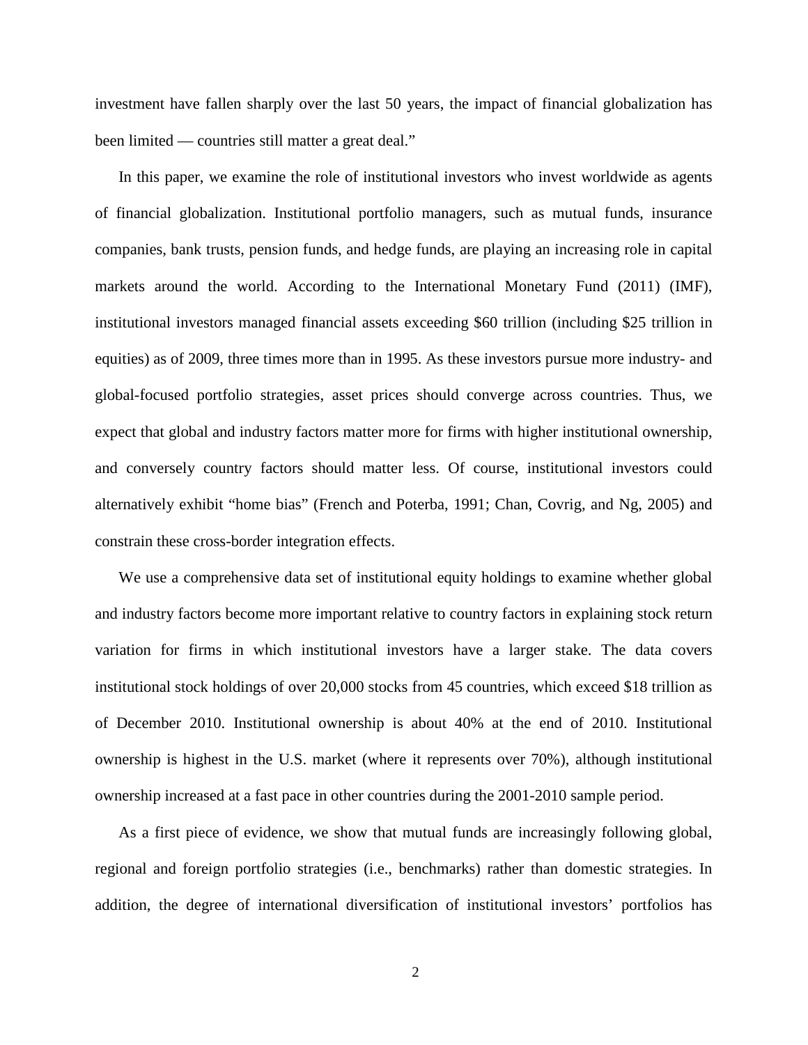investment have fallen sharply over the last 50 years, the impact of financial globalization has been limited — countries still matter a great deal."

In this paper, we examine the role of institutional investors who invest worldwide as agents of financial globalization. Institutional portfolio managers, such as mutual funds, insurance companies, bank trusts, pension funds, and hedge funds, are playing an increasing role in capital markets around the world. According to the International Monetary Fund (2011) (IMF), institutional investors managed financial assets exceeding $60 trillion (including $25 trillion in equities) as of 2009, three times more than in 1995. As these investors pursue more industry- and global-focused portfolio strategies, asset prices should converge across countries. Thus, we expect that global and industry factors matter more for firms with higher institutional ownership, and conversely country factors should matter less. Of course, institutional investors could alternatively exhibit "home bias" (French and Poterba, 1991; Chan, Covrig, and Ng, 2005) and constrain these cross-border integration effects.

We use a comprehensive data set of institutional equity holdings to examine whether global and industry factors become more important relative to country factors in explaining stock return variation for firms in which institutional investors have a larger stake. The data covers institutional stock holdings of over 20,000 stocks from 45 countries, which exceed $18 trillion as of December 2010. Institutional ownership is about 40% at the end of 2010. Institutional ownership is highest in the U.S. market (where it represents over 70%), although institutional ownership increased at a fast pace in other countries during the 2001-2010 sample period.

As a first piece of evidence, we show that mutual funds are increasingly following global, regional and foreign portfolio strategies (i.e., benchmarks) rather than domestic strategies. In addition, the degree of international diversification of institutional investors' portfolios has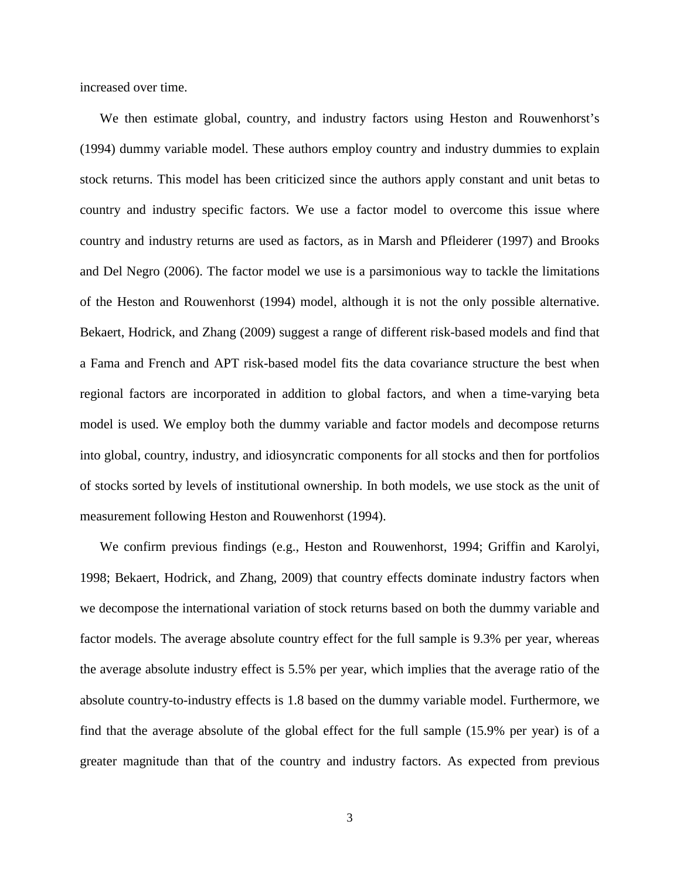increased over time.

We then estimate global, country, and industry factors using Heston and Rouwenhorst's (1994) dummy variable model. These authors employ country and industry dummies to explain stock returns. This model has been criticized since the authors apply constant and unit betas to country and industry specific factors. We use a factor model to overcome this issue where country and industry returns are used as factors, as in Marsh and Pfleiderer (1997) and Brooks and Del Negro (2006). The factor model we use is a parsimonious way to tackle the limitations of the Heston and Rouwenhorst (1994) model, although it is not the only possible alternative. Bekaert, Hodrick, and Zhang (2009) suggest a range of different risk-based models and find that a Fama and French and APT risk-based model fits the data covariance structure the best when regional factors are incorporated in addition to global factors, and when a time-varying beta model is used. We employ both the dummy variable and factor models and decompose returns into global, country, industry, and idiosyncratic components for all stocks and then for portfolios of stocks sorted by levels of institutional ownership. In both models, we use stock as the unit of measurement following Heston and Rouwenhorst (1994).

We confirm previous findings (e.g., Heston and Rouwenhorst, 1994; Griffin and Karolyi, 1998; Bekaert, Hodrick, and Zhang, 2009) that country effects dominate industry factors when we decompose the international variation of stock returns based on both the dummy variable and factor models. The average absolute country effect for the full sample is 9.3% per year, whereas the average absolute industry effect is 5.5% per year, which implies that the average ratio of the absolute country-to-industry effects is 1.8 based on the dummy variable model. Furthermore, we find that the average absolute of the global effect for the full sample (15.9% per year) is of a greater magnitude than that of the country and industry factors. As expected from previous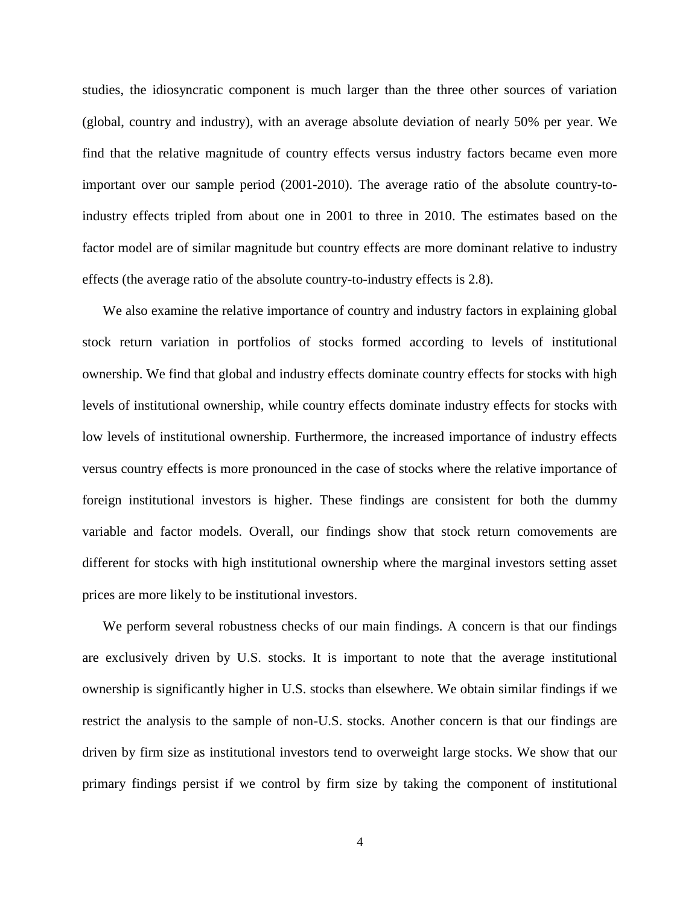studies, the idiosyncratic component is much larger than the three other sources of variation (global, country and industry), with an average absolute deviation of nearly 50% per year. We find that the relative magnitude of country effects versus industry factors became even more important over our sample period (2001-2010). The average ratio of the absolute country-to-industry effects tripled from about one in 2001 to three in 2010. The estimates based on the factor model are of similar magnitude but country effects are more dominant relative to industry effects (the average ratio of the absolute country-to-industry effects is 2.8).

We also examine the relative importance of country and industry factors in explaining global stock return variation in portfolios of stocks formed according to levels of institutional ownership. We find that global and industry effects dominate country effects for stocks with high levels of institutional ownership, while country effects dominate industry effects for stocks with low levels of institutional ownership. Furthermore, the increased importance of industry effects versus country effects is more pronounced in the case of stocks where the relative importance of foreign institutional investors is higher. These findings are consistent for both the dummy variable and factor models. Overall, our findings show that stock return comovements are different for stocks with high institutional ownership where the marginal investors setting asset prices are more likely to be institutional investors.

We perform several robustness checks of our main findings. A concern is that our findings are exclusively driven by U.S. stocks. It is important to note that the average institutional ownership is significantly higher in U.S. stocks than elsewhere. We obtain similar findings if we restrict the analysis to the sample of non-U.S. stocks. Another concern is that our findings are driven by firm size as institutional investors tend to overweight large stocks. We show that our primary findings persist if we control by firm size by taking the component of institutional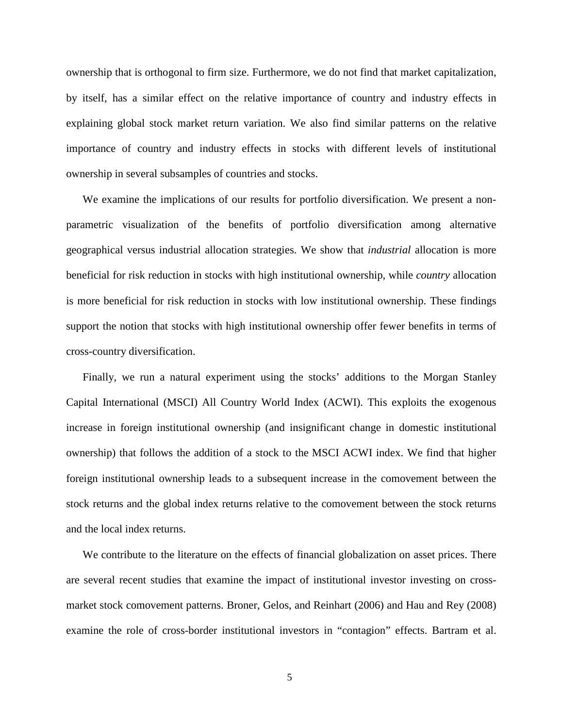ownership that is orthogonal to firm size. Furthermore, we do not find that market capitalization, by itself, has a similar effect on the relative importance of country and industry effects in explaining global stock market return variation. We also find similar patterns on the relative importance of country and industry effects in stocks with different levels of institutional ownership in several subsamples of countries and stocks.

We examine the implications of our results for portfolio diversification. We present a non-parametric visualization of the benefits of portfolio diversification among alternative geographical versus industrial allocation strategies. We show that *industrial* allocation is more beneficial for risk reduction in stocks with high institutional ownership, while *country* allocation is more beneficial for risk reduction in stocks with low institutional ownership. These findings support the notion that stocks with high institutional ownership offer fewer benefits in terms of cross-country diversification.

Finally, we run a natural experiment using the stocks' additions to the Morgan Stanley Capital International (MSCI) All Country World Index (ACWI). This exploits the exogenous increase in foreign institutional ownership (and insignificant change in domestic institutional ownership) that follows the addition of a stock to the MSCI ACWI index. We find that higher foreign institutional ownership leads to a subsequent increase in the comovement between the stock returns and the global index returns relative to the comovement between the stock returns and the local index returns.

We contribute to the literature on the effects of financial globalization on asset prices. There are several recent studies that examine the impact of institutional investor investing on cross-market stock comovement patterns. Broner, Gelos, and Reinhart (2006) and Hau and Rey (2008) examine the role of cross-border institutional investors in "contagion" effects. Bartram et al.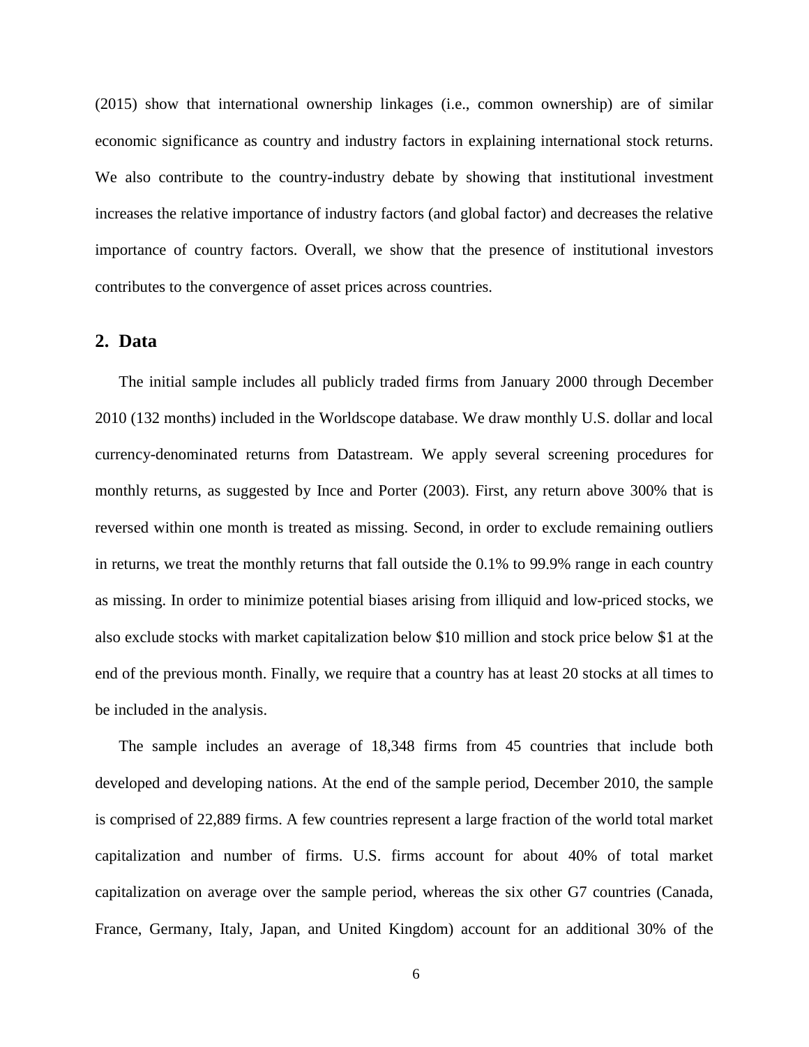(2015) show that international ownership linkages (i.e., common ownership) are of similar economic significance as country and industry factors in explaining international stock returns. We also contribute to the country-industry debate by showing that institutional investment increases the relative importance of industry factors (and global factor) and decreases the relative importance of country factors. Overall, we show that the presence of institutional investors contributes to the convergence of asset prices across countries.

## 2. Data

The initial sample includes all publicly traded firms from January 2000 through December 2010 (132 months) included in the Worldscope database. We draw monthly U.S. dollar and local currency-denominated returns from Datastream. We apply several screening procedures for monthly returns, as suggested by Ince and Porter (2003). First, any return above 300% that is reversed within one month is treated as missing. Second, in order to exclude remaining outliers in returns, we treat the monthly returns that fall outside the 0.1% to 99.9% range in each country as missing. In order to minimize potential biases arising from illiquid and low-priced stocks, we also exclude stocks with market capitalization below \$10 million and stock price below \$1 at the end of the previous month. Finally, we require that a country has at least 20 stocks at all times to be included in the analysis.

The sample includes an average of 18,348 firms from 45 countries that include both developed and developing nations. At the end of the sample period, December 2010, the sample is comprised of 22,889 firms. A few countries represent a large fraction of the world total market capitalization and number of firms. U.S. firms account for about 40% of total market capitalization on average over the sample period, whereas the six other G7 countries (Canada, France, Germany, Italy, Japan, and United Kingdom) account for an additional 30% of the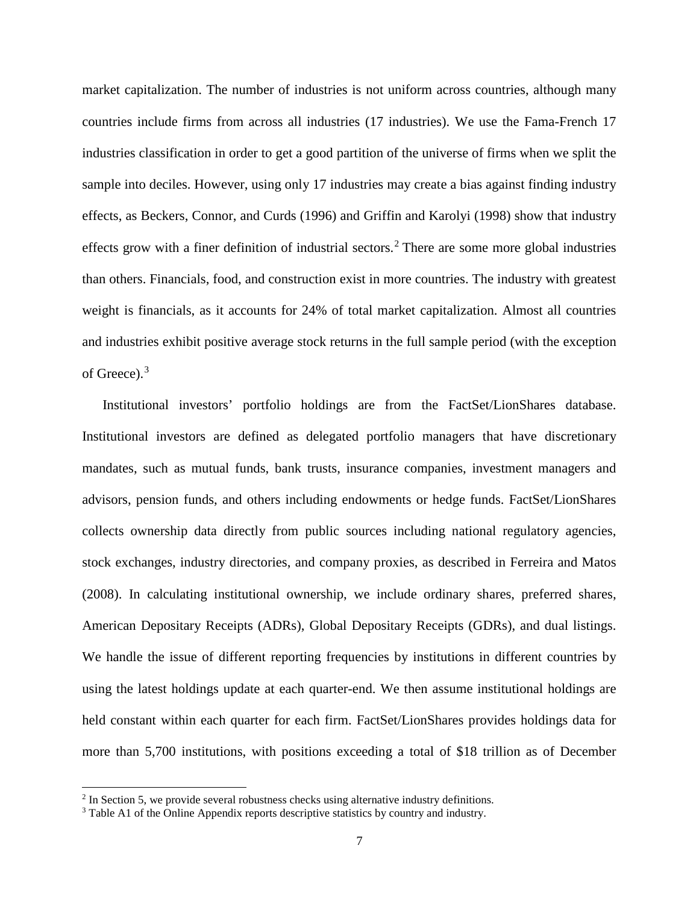market capitalization. The number of industries is not uniform across countries, although many countries include firms from across all industries (17 industries). We use the Fama-French 17 industries classification in order to get a good partition of the universe of firms when we split the sample into deciles. However, using only 17 industries may create a bias against finding industry effects, as Beckers, Connor, and Curds (1996) and Griffin and Karolyi (1998) show that industry effects grow with a finer definition of industrial sectors.[2] There are some more global industries than others. Financials, food, and construction exist in more countries. The industry with greatest weight is financials, as it accounts for 24% of total market capitalization. Almost all countries and industries exhibit positive average stock returns in the full sample period (with the exception of Greece).[3]

Institutional investors' portfolio holdings are from the FactSet/LionShares database. Institutional investors are defined as delegated portfolio managers that have discretionary mandates, such as mutual funds, bank trusts, insurance companies, investment managers and advisors, pension funds, and others including endowments or hedge funds. FactSet/LionShares collects ownership data directly from public sources including national regulatory agencies, stock exchanges, industry directories, and company proxies, as described in Ferreira and Matos (2008). In calculating institutional ownership, we include ordinary shares, preferred shares, American Depositary Receipts (ADRs), Global Depositary Receipts (GDRs), and dual listings. We handle the issue of different reporting frequencies by institutions in different countries by using the latest holdings update at each quarter-end. We then assume institutional holdings are held constant within each quarter for each firm. FactSet/LionShares provides holdings data for more than 5,700 institutions, with positions exceeding a total of $18 trillion as of December

[2] In Section 5, we provide several robustness checks using alternative industry definitions.

[3] Table A1 of the Online Appendix reports descriptive statistics by country and industry.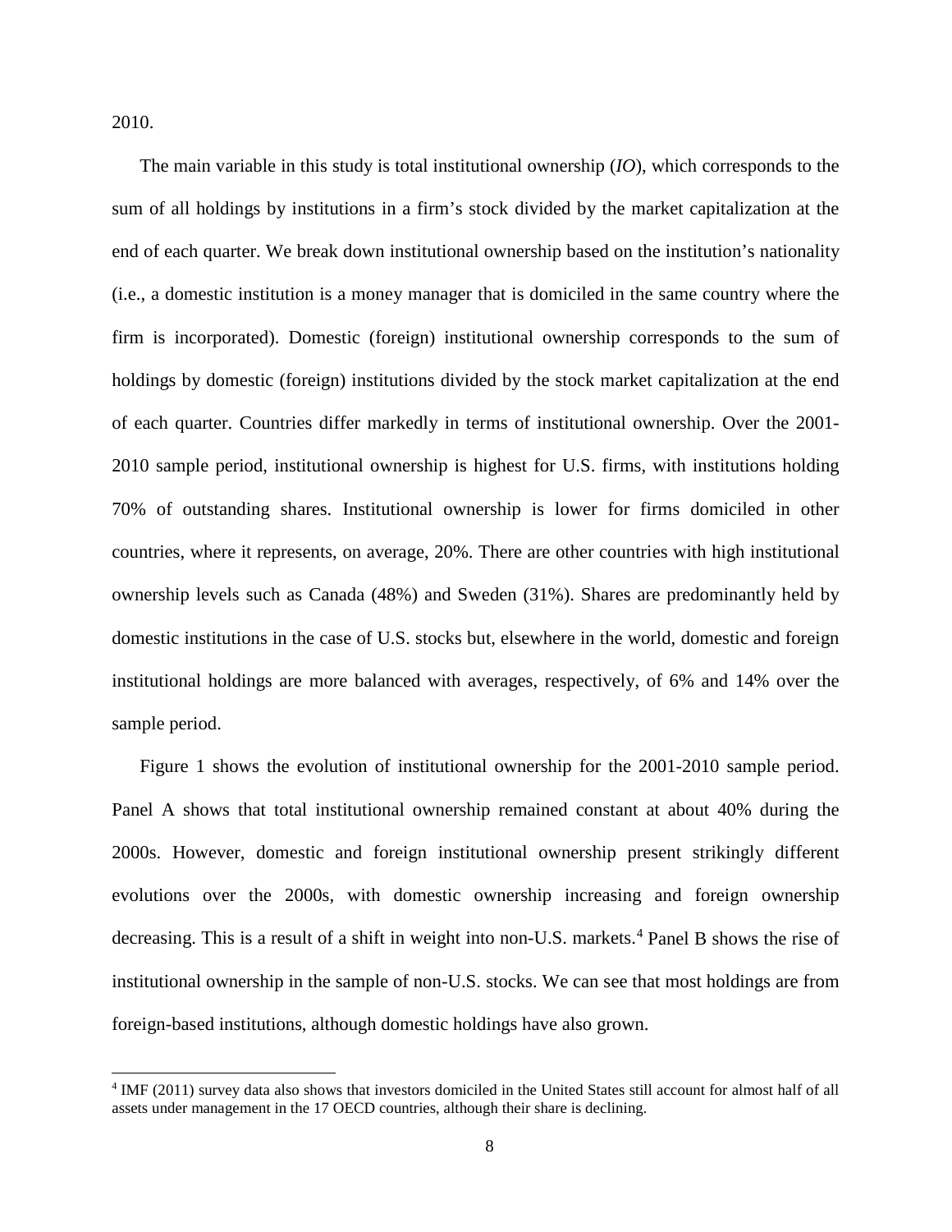2010.

The main variable in this study is total institutional ownership (*IO*), which corresponds to the sum of all holdings by institutions in a firm's stock divided by the market capitalization at the end of each quarter. We break down institutional ownership based on the institution's nationality (i.e., a domestic institution is a money manager that is domiciled in the same country where the firm is incorporated). Domestic (foreign) institutional ownership corresponds to the sum of holdings by domestic (foreign) institutions divided by the stock market capitalization at the end of each quarter. Countries differ markedly in terms of institutional ownership. Over the 2001-2010 sample period, institutional ownership is highest for U.S. firms, with institutions holding 70% of outstanding shares. Institutional ownership is lower for firms domiciled in other countries, where it represents, on average, 20%. There are other countries with high institutional ownership levels such as Canada (48%) and Sweden (31%). Shares are predominantly held by domestic institutions in the case of U.S. stocks but, elsewhere in the world, domestic and foreign institutional holdings are more balanced with averages, respectively, of 6% and 14% over the sample period.

Figure 1 shows the evolution of institutional ownership for the 2001-2010 sample period. Panel A shows that total institutional ownership remained constant at about 40% during the 2000s. However, domestic and foreign institutional ownership present strikingly different evolutions over the 2000s, with domestic ownership increasing and foreign ownership decreasing. This is a result of a shift in weight into non-U.S. markets.[4] Panel B shows the rise of institutional ownership in the sample of non-U.S. stocks. We can see that most holdings are from foreign-based institutions, although domestic holdings have also grown.

[4] IMF (2011) survey data also shows that investors domiciled in the United States still account for almost half of all assets under management in the 17 OECD countries, although their share is declining.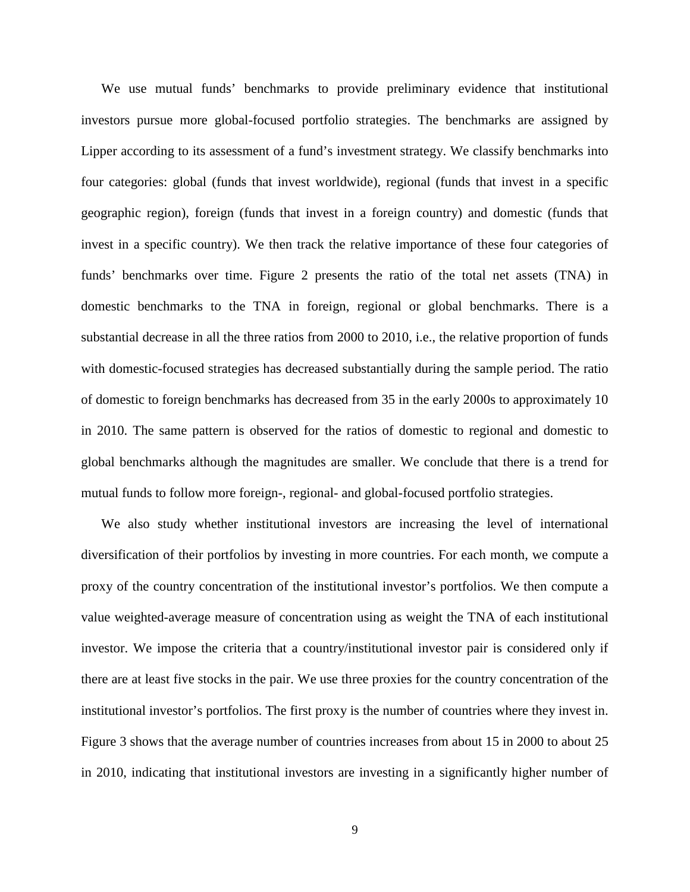We use mutual funds' benchmarks to provide preliminary evidence that institutional investors pursue more global-focused portfolio strategies. The benchmarks are assigned by Lipper according to its assessment of a fund's investment strategy. We classify benchmarks into four categories: global (funds that invest worldwide), regional (funds that invest in a specific geographic region), foreign (funds that invest in a foreign country) and domestic (funds that invest in a specific country). We then track the relative importance of these four categories of funds' benchmarks over time. Figure 2 presents the ratio of the total net assets (TNA) in domestic benchmarks to the TNA in foreign, regional or global benchmarks. There is a substantial decrease in all the three ratios from 2000 to 2010, i.e., the relative proportion of funds with domestic-focused strategies has decreased substantially during the sample period. The ratio of domestic to foreign benchmarks has decreased from 35 in the early 2000s to approximately 10 in 2010. The same pattern is observed for the ratios of domestic to regional and domestic to global benchmarks although the magnitudes are smaller. We conclude that there is a trend for mutual funds to follow more foreign-, regional- and global-focused portfolio strategies.

We also study whether institutional investors are increasing the level of international diversification of their portfolios by investing in more countries. For each month, we compute a proxy of the country concentration of the institutional investor's portfolios. We then compute a value weighted-average measure of concentration using as weight the TNA of each institutional investor. We impose the criteria that a country/institutional investor pair is considered only if there are at least five stocks in the pair. We use three proxies for the country concentration of the institutional investor's portfolios. The first proxy is the number of countries where they invest in. Figure 3 shows that the average number of countries increases from about 15 in 2000 to about 25 in 2010, indicating that institutional investors are investing in a significantly higher number of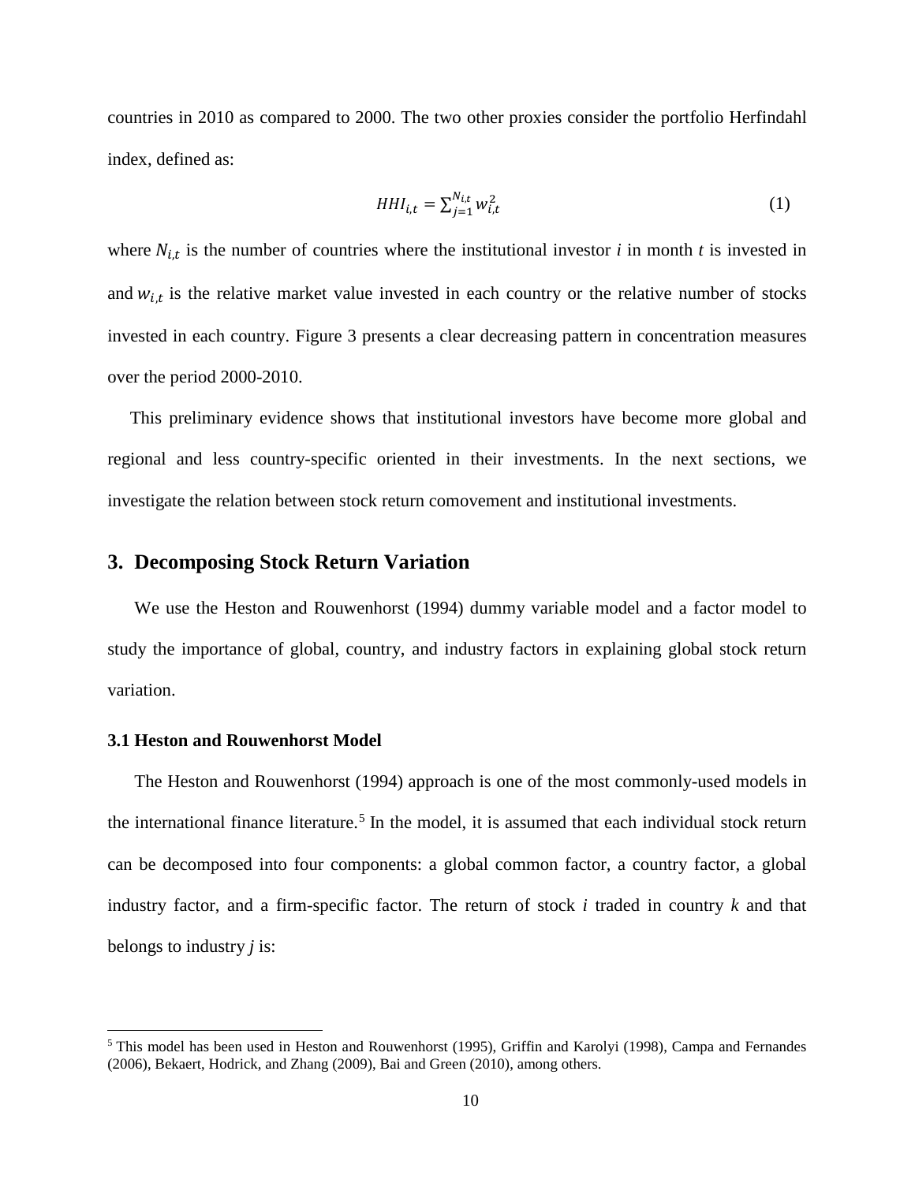countries in 2010 as compared to 2000. The two other proxies consider the portfolio Herfindahl index, defined as:

$$HHI_{i,t} = \sum_{j=1}^{N_{i,t}} w_{i,t}^2 \tag{1}$$

where $N_{i,t}$ is the number of countries where the institutional investor *i* in month *t* is invested in and $w_{i,t}$ is the relative market value invested in each country or the relative number of stocks invested in each country. Figure 3 presents a clear decreasing pattern in concentration measures over the period 2000-2010.

This preliminary evidence shows that institutional investors have become more global and regional and less country-specific oriented in their investments. In the next sections, we investigate the relation between stock return comovement and institutional investments.

## 3. Decomposing Stock Return Variation

We use the Heston and Rouwenhorst (1994) dummy variable model and a factor model to study the importance of global, country, and industry factors in explaining global stock return variation.

### 3.1 Heston and Rouwenhorst Model

The Heston and Rouwenhorst (1994) approach is one of the most commonly-used models in the international finance literature.[5] In the model, it is assumed that each individual stock return can be decomposed into four components: a global common factor, a country factor, a global industry factor, and a firm-specific factor. The return of stock *i* traded in country *k* and that belongs to industry *j* is:

[5] This model has been used in Heston and Rouwenhorst (1995), Griffin and Karolyi (1998), Campa and Fernandes (2006), Bekaert, Hodrick, and Zhang (2009), Bai and Green (2010), among others.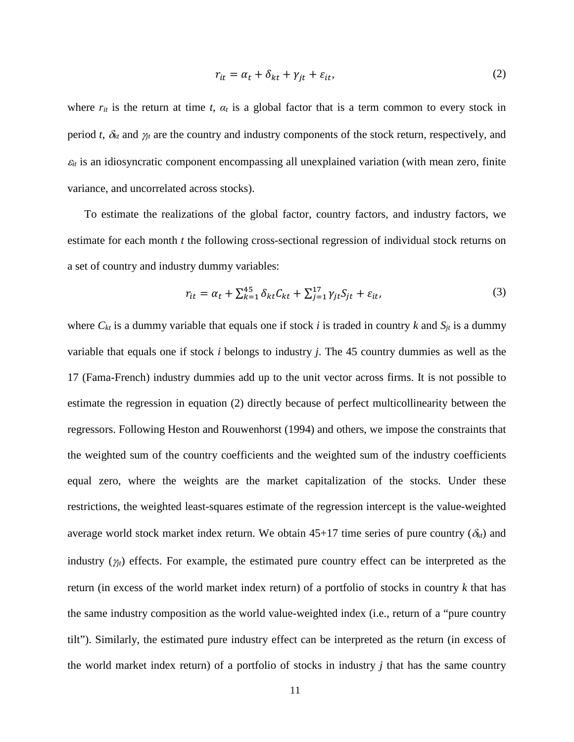$$r_{it} = \alpha_t + \delta_{kt} + \gamma_{jt} + \varepsilon_{it}, \tag{2}$$

where $r_{it}$ is the return at time $t$, $\alpha_t$ is a global factor that is a term common to every stock in period $t$, $\delta_{kt}$ and $\gamma_{jt}$ are the country and industry components of the stock return, respectively, and $\varepsilon_{it}$ is an idiosyncratic component encompassing all unexplained variation (with mean zero, finite variance, and uncorrelated across stocks).

To estimate the realizations of the global factor, country factors, and industry factors, we estimate for each month $t$ the following cross-sectional regression of individual stock returns on a set of country and industry dummy variables:

$$r_{it} = \alpha_t + \sum_{k=1}^{45} \delta_{kt} C_{kt} + \sum_{j=1}^{17} \gamma_{jt} S_{jt} + \varepsilon_{it}, \tag{3}$$

where $C_{kt}$ is a dummy variable that equals one if stock $i$ is traded in country $k$ and $S_{jt}$ is a dummy variable that equals one if stock $i$ belongs to industry $j$. The 45 country dummies as well as the 17 (Fama-French) industry dummies add up to the unit vector across firms. It is not possible to estimate the regression in equation (2) directly because of perfect multicollinearity between the regressors. Following Heston and Rouwenhorst (1994) and others, we impose the constraints that the weighted sum of the country coefficients and the weighted sum of the industry coefficients equal zero, where the weights are the market capitalization of the stocks. Under these restrictions, the weighted least-squares estimate of the regression intercept is the value-weighted average world stock market index return. We obtain 45+17 time series of pure country ($\delta_{kt}$) and industry ($\gamma_{jt}$) effects. For example, the estimated pure country effect can be interpreted as the return (in excess of the world market index return) of a portfolio of stocks in country $k$ that has the same industry composition as the world value-weighted index (i.e., return of a "pure country tilt"). Similarly, the estimated pure industry effect can be interpreted as the return (in excess of the world market index return) of a portfolio of stocks in industry $j$ that has the same country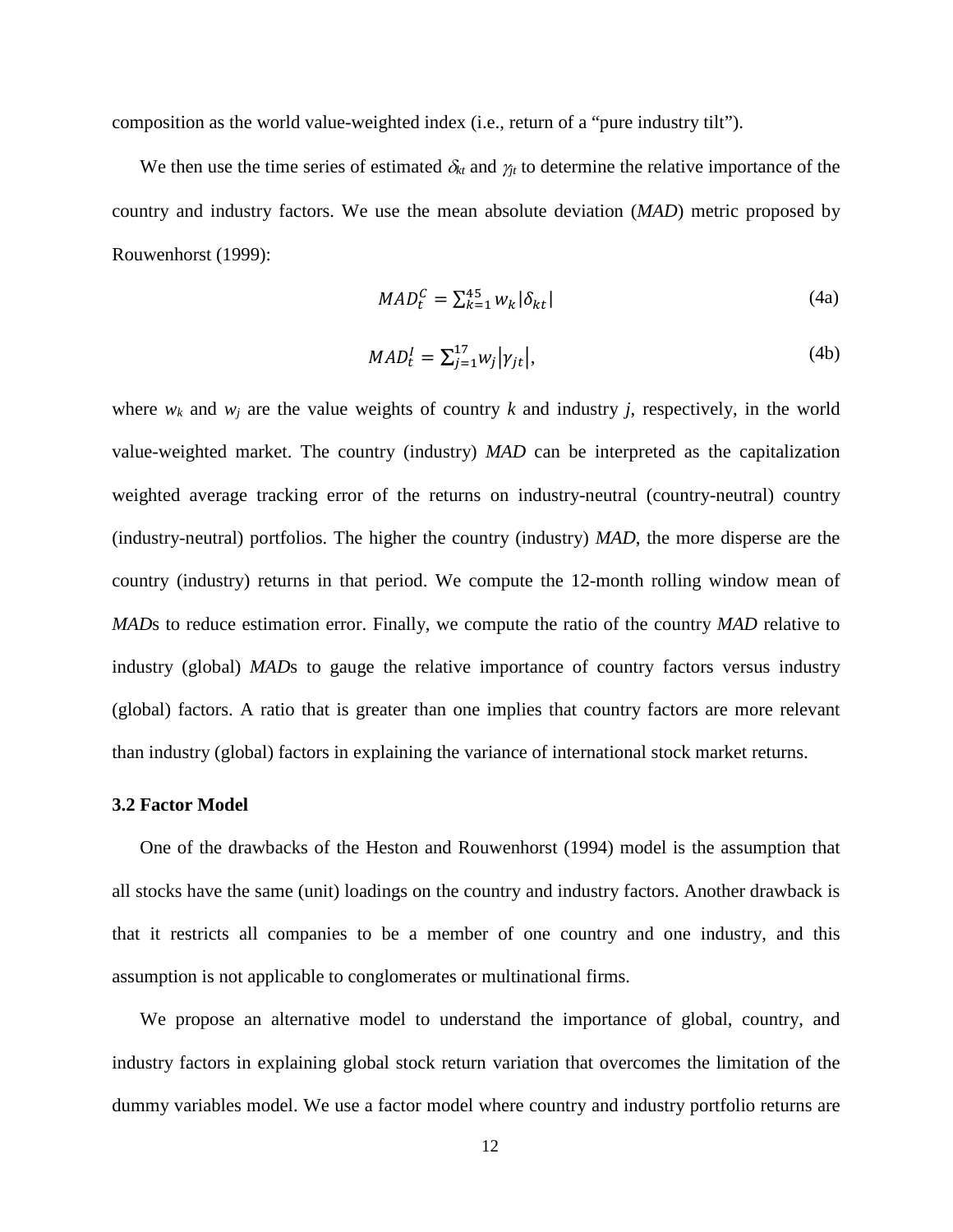composition as the world value-weighted index (i.e., return of a "pure industry tilt").

We then use the time series of estimated $\delta_{kt}$ and $\gamma_{jt}$ to determine the relative importance of the country and industry factors. We use the mean absolute deviation (*MAD*) metric proposed by Rouwenhorst (1999):

$$MAD_t^C = \sum_{k=1}^{45} w_k |\delta_{kt}| \tag{4a}$$

$$MAD_t^I = \sum_{j=1}^{17} w_j |\gamma_{jt}|, \tag{4b}$$

where $w_k$ and $w_j$ are the value weights of country $k$ and industry $j$, respectively, in the world value-weighted market. The country (industry) *MAD* can be interpreted as the capitalization weighted average tracking error of the returns on industry-neutral (country-neutral) country (industry-neutral) portfolios. The higher the country (industry) *MAD*, the more disperse are the country (industry) returns in that period. We compute the 12-month rolling window mean of *MAD*s to reduce estimation error. Finally, we compute the ratio of the country *MAD* relative to industry (global) *MAD*s to gauge the relative importance of country factors versus industry (global) factors. A ratio that is greater than one implies that country factors are more relevant than industry (global) factors in explaining the variance of international stock market returns.

### 3.2 Factor Model

One of the drawbacks of the Heston and Rouwenhorst (1994) model is the assumption that all stocks have the same (unit) loadings on the country and industry factors. Another drawback is that it restricts all companies to be a member of one country and one industry, and this assumption is not applicable to conglomerates or multinational firms.

We propose an alternative model to understand the importance of global, country, and industry factors in explaining global stock return variation that overcomes the limitation of the dummy variables model. We use a factor model where country and industry portfolio returns are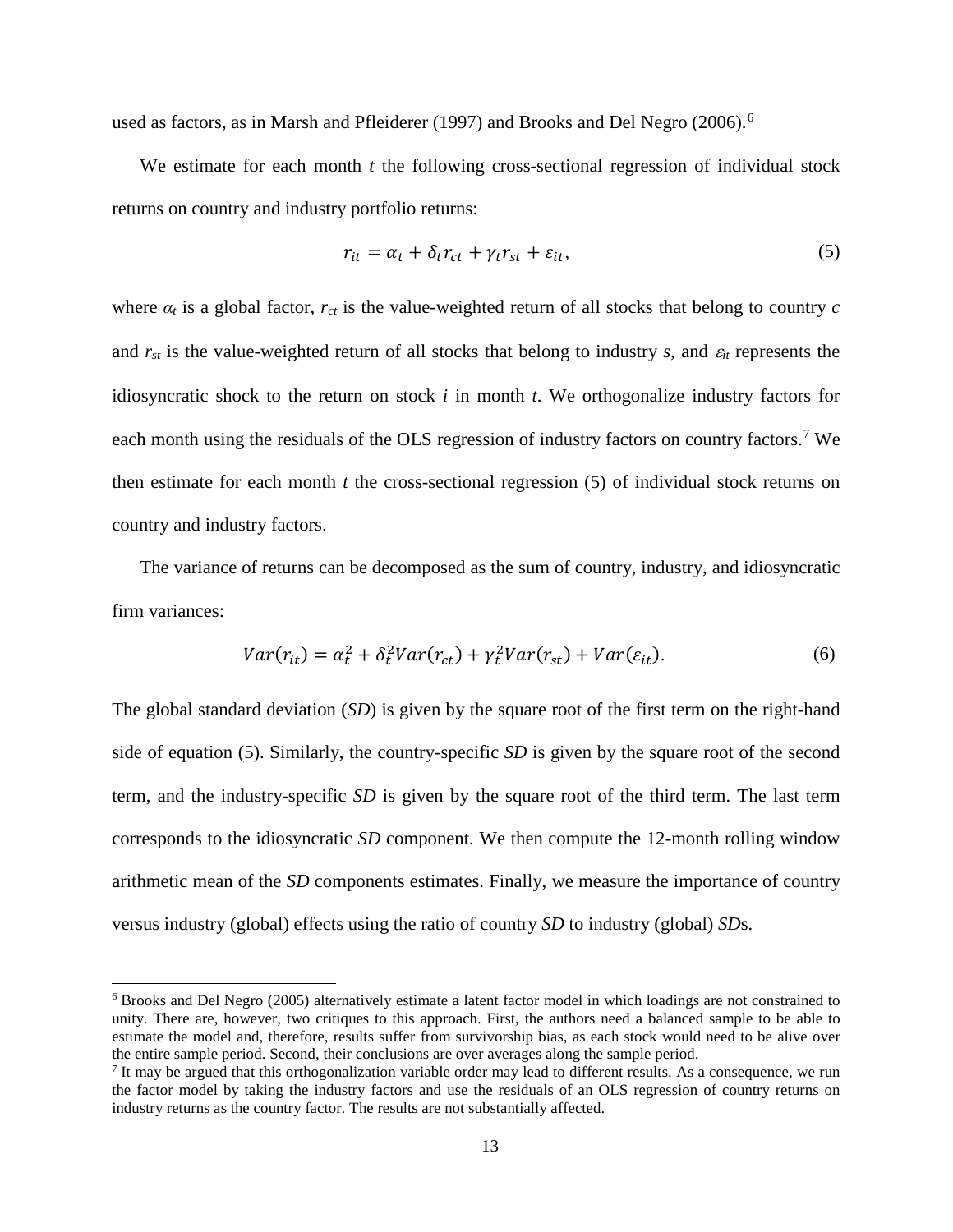used as factors, as in Marsh and Pfleiderer (1997) and Brooks and Del Negro (2006).[6]

We estimate for each month $t$ the following cross-sectional regression of individual stock returns on country and industry portfolio returns:

$$r_{it} = \alpha_t + \delta_t r_{ct} + \gamma_t r_{st} + \varepsilon_{it}, \tag{5}$$

where $\alpha_t$ is a global factor, $r_{ct}$ is the value-weighted return of all stocks that belong to country $c$ and $r_{st}$ is the value-weighted return of all stocks that belong to industry $s$, and $\varepsilon_{it}$ represents the idiosyncratic shock to the return on stock $i$ in month $t$. We orthogonalize industry factors for each month using the residuals of the OLS regression of industry factors on country factors.[7] We then estimate for each month $t$ the cross-sectional regression (5) of individual stock returns on country and industry factors.

The variance of returns can be decomposed as the sum of country, industry, and idiosyncratic firm variances:

$$Var(r_{it}) = \alpha_t^2 + \delta_t^2 Var(r_{ct}) + \gamma_t^2 Var(r_{st}) + Var(\varepsilon_{it}). \tag{6}$$

The global standard deviation (*SD*) is given by the square root of the first term on the right-hand side of equation (5). Similarly, the country-specific *SD* is given by the square root of the second term, and the industry-specific *SD* is given by the square root of the third term. The last term corresponds to the idiosyncratic *SD* component. We then compute the 12-month rolling window arithmetic mean of the *SD* components estimates. Finally, we measure the importance of country versus industry (global) effects using the ratio of country *SD* to industry (global) *SD*s.

---

[6] Brooks and Del Negro (2005) alternatively estimate a latent factor model in which loadings are not constrained to unity. There are, however, two critiques to this approach. First, the authors need a balanced sample to be able to estimate the model and, therefore, results suffer from survivorship bias, as each stock would need to be alive over the entire sample period. Second, their conclusions are over averages along the sample period.

[7] It may be argued that this orthogonalization variable order may lead to different results. As a consequence, we run the factor model by taking the industry factors and use the residuals of an OLS regression of country returns on industry returns as the country factor. The results are not substantially affected.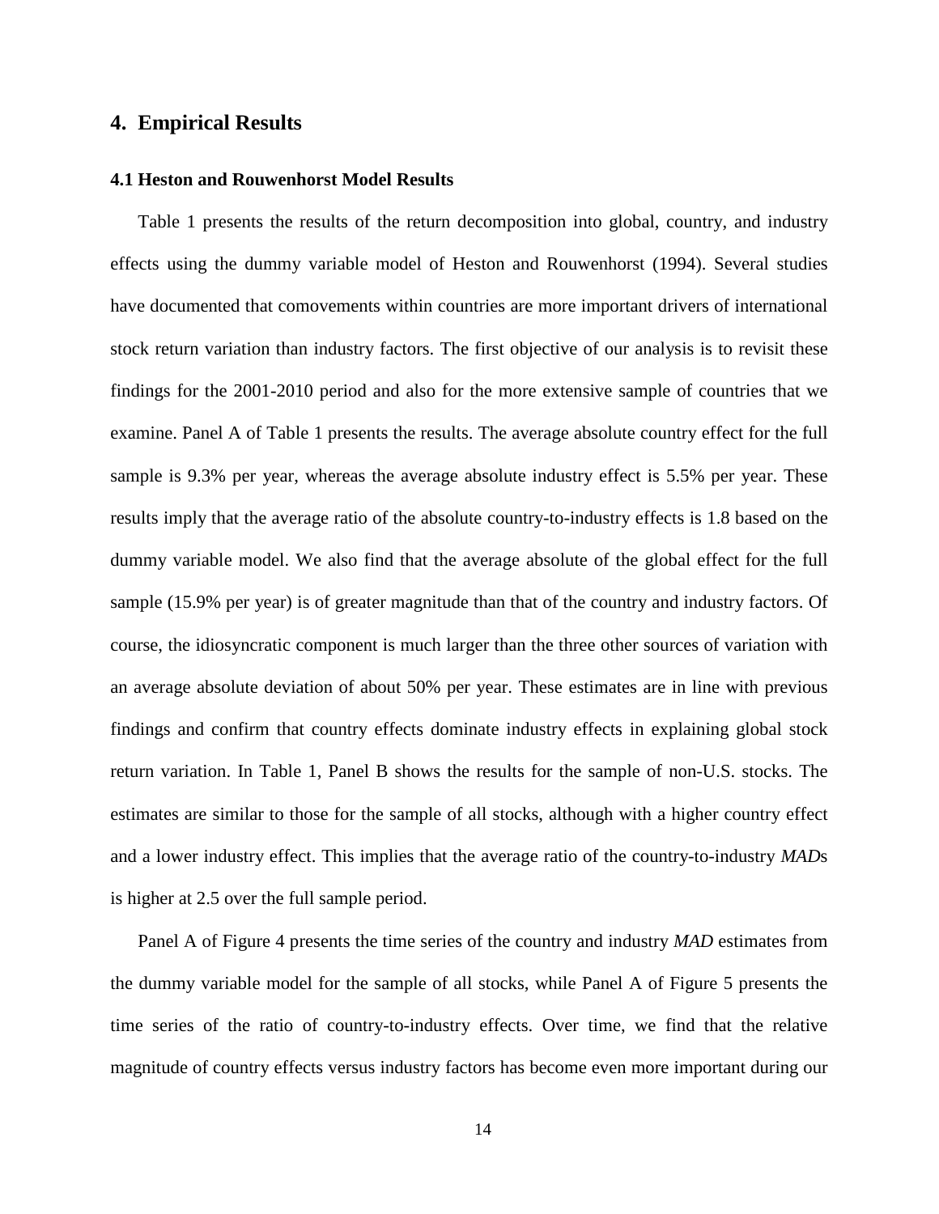## 4. Empirical Results

### 4.1 Heston and Rouwenhorst Model Results

Table 1 presents the results of the return decomposition into global, country, and industry effects using the dummy variable model of Heston and Rouwenhorst (1994). Several studies have documented that comovements within countries are more important drivers of international stock return variation than industry factors. The first objective of our analysis is to revisit these findings for the 2001-2010 period and also for the more extensive sample of countries that we examine. Panel A of Table 1 presents the results. The average absolute country effect for the full sample is 9.3% per year, whereas the average absolute industry effect is 5.5% per year. These results imply that the average ratio of the absolute country-to-industry effects is 1.8 based on the dummy variable model. We also find that the average absolute of the global effect for the full sample (15.9% per year) is of greater magnitude than that of the country and industry factors. Of course, the idiosyncratic component is much larger than the three other sources of variation with an average absolute deviation of about 50% per year. These estimates are in line with previous findings and confirm that country effects dominate industry effects in explaining global stock return variation. In Table 1, Panel B shows the results for the sample of non-U.S. stocks. The estimates are similar to those for the sample of all stocks, although with a higher country effect and a lower industry effect. This implies that the average ratio of the country-to-industry *MAD*s is higher at 2.5 over the full sample period.

Panel A of Figure 4 presents the time series of the country and industry *MAD* estimates from the dummy variable model for the sample of all stocks, while Panel A of Figure 5 presents the time series of the ratio of country-to-industry effects. Over time, we find that the relative magnitude of country effects versus industry factors has become even more important during our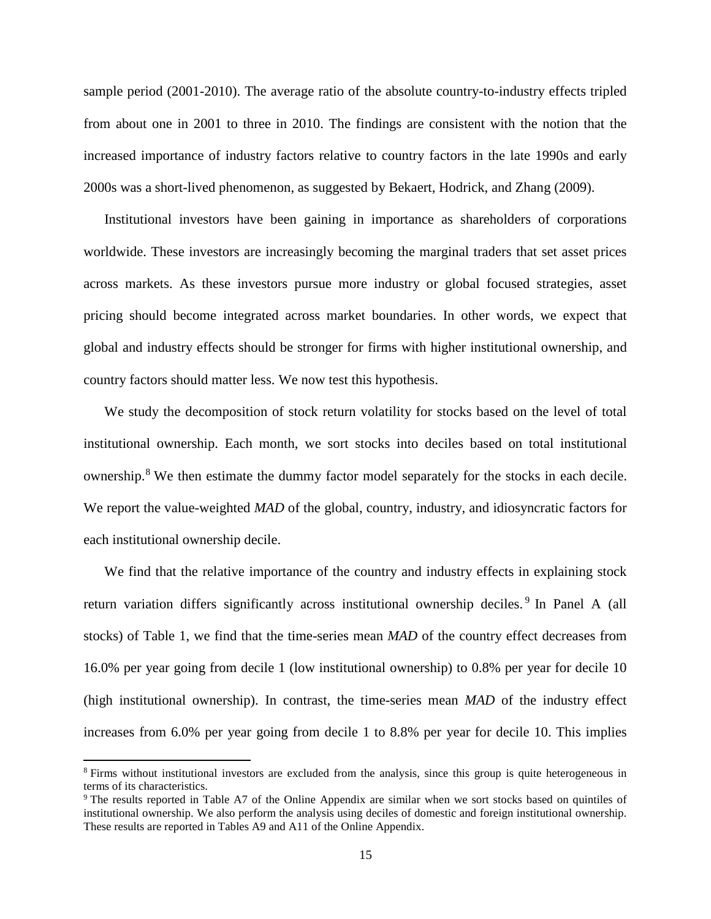sample period (2001-2010). The average ratio of the absolute country-to-industry effects tripled from about one in 2001 to three in 2010. The findings are consistent with the notion that the increased importance of industry factors relative to country factors in the late 1990s and early 2000s was a short-lived phenomenon, as suggested by Bekaert, Hodrick, and Zhang (2009).

Institutional investors have been gaining in importance as shareholders of corporations worldwide. These investors are increasingly becoming the marginal traders that set asset prices across markets. As these investors pursue more industry or global focused strategies, asset pricing should become integrated across market boundaries. In other words, we expect that global and industry effects should be stronger for firms with higher institutional ownership, and country factors should matter less. We now test this hypothesis.

We study the decomposition of stock return volatility for stocks based on the level of total institutional ownership. Each month, we sort stocks into deciles based on total institutional ownership.[8] We then estimate the dummy factor model separately for the stocks in each decile. We report the value-weighted *MAD* of the global, country, industry, and idiosyncratic factors for each institutional ownership decile.

We find that the relative importance of the country and industry effects in explaining stock return variation differs significantly across institutional ownership deciles.[9] In Panel A (all stocks) of Table 1, we find that the time-series mean *MAD* of the country effect decreases from 16.0% per year going from decile 1 (low institutional ownership) to 0.8% per year for decile 10 (high institutional ownership). In contrast, the time-series mean *MAD* of the industry effect increases from 6.0% per year going from decile 1 to 8.8% per year for decile 10. This implies

[8] Firms without institutional investors are excluded from the analysis, since this group is quite heterogeneous in terms of its characteristics.

[9] The results reported in Table A7 of the Online Appendix are similar when we sort stocks based on quintiles of institutional ownership. We also perform the analysis using deciles of domestic and foreign institutional ownership. These results are reported in Tables A9 and A11 of the Online Appendix.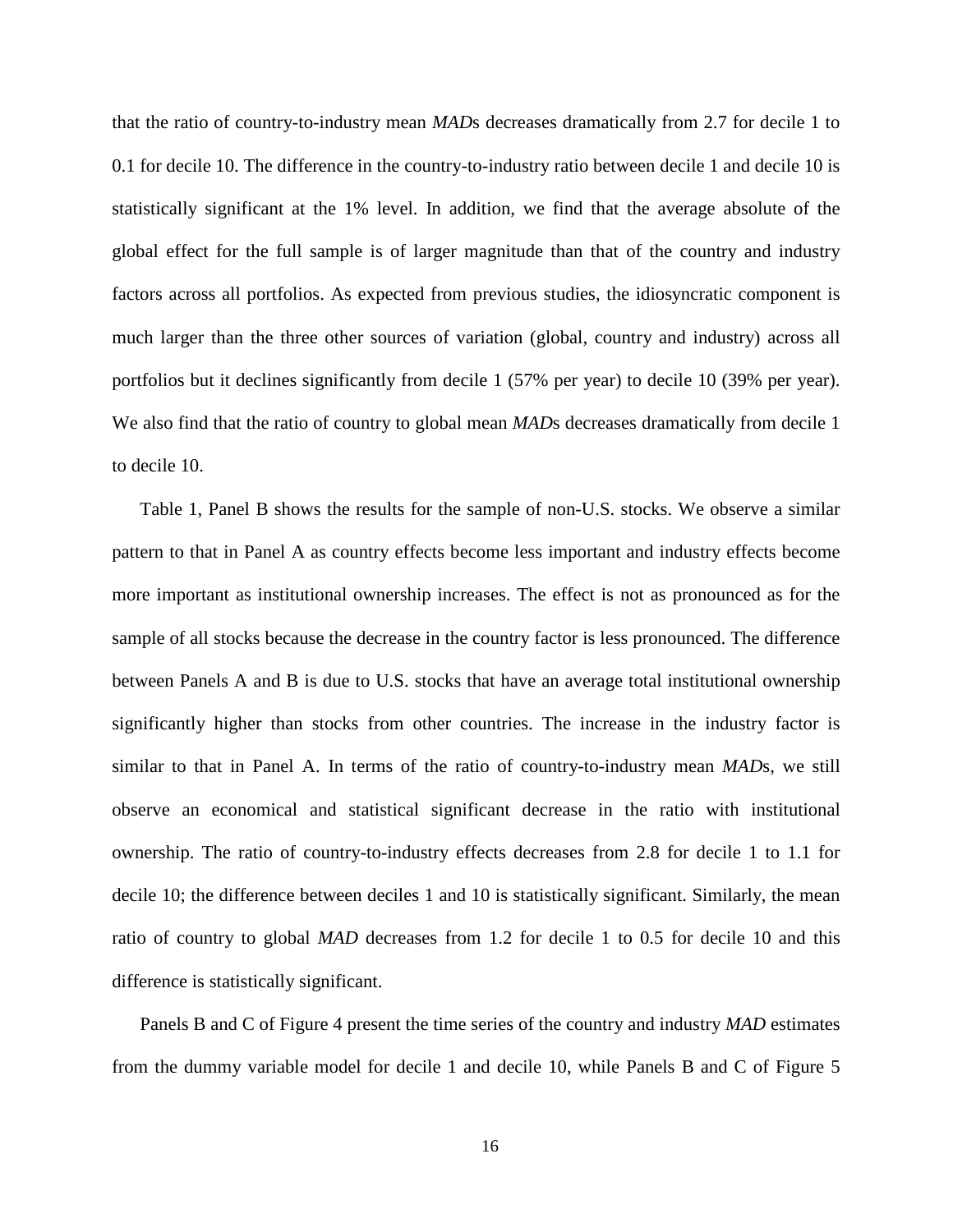that the ratio of country-to-industry mean *MAD*s decreases dramatically from 2.7 for decile 1 to 0.1 for decile 10. The difference in the country-to-industry ratio between decile 1 and decile 10 is statistically significant at the 1% level. In addition, we find that the average absolute of the global effect for the full sample is of larger magnitude than that of the country and industry factors across all portfolios. As expected from previous studies, the idiosyncratic component is much larger than the three other sources of variation (global, country and industry) across all portfolios but it declines significantly from decile 1 (57% per year) to decile 10 (39% per year). We also find that the ratio of country to global mean *MAD*s decreases dramatically from decile 1 to decile 10.

Table 1, Panel B shows the results for the sample of non-U.S. stocks. We observe a similar pattern to that in Panel A as country effects become less important and industry effects become more important as institutional ownership increases. The effect is not as pronounced as for the sample of all stocks because the decrease in the country factor is less pronounced. The difference between Panels A and B is due to U.S. stocks that have an average total institutional ownership significantly higher than stocks from other countries. The increase in the industry factor is similar to that in Panel A. In terms of the ratio of country-to-industry mean *MAD*s, we still observe an economical and statistical significant decrease in the ratio with institutional ownership. The ratio of country-to-industry effects decreases from 2.8 for decile 1 to 1.1 for decile 10; the difference between deciles 1 and 10 is statistically significant. Similarly, the mean ratio of country to global *MAD* decreases from 1.2 for decile 1 to 0.5 for decile 10 and this difference is statistically significant.

Panels B and C of Figure 4 present the time series of the country and industry *MAD* estimates from the dummy variable model for decile 1 and decile 10, while Panels B and C of Figure 5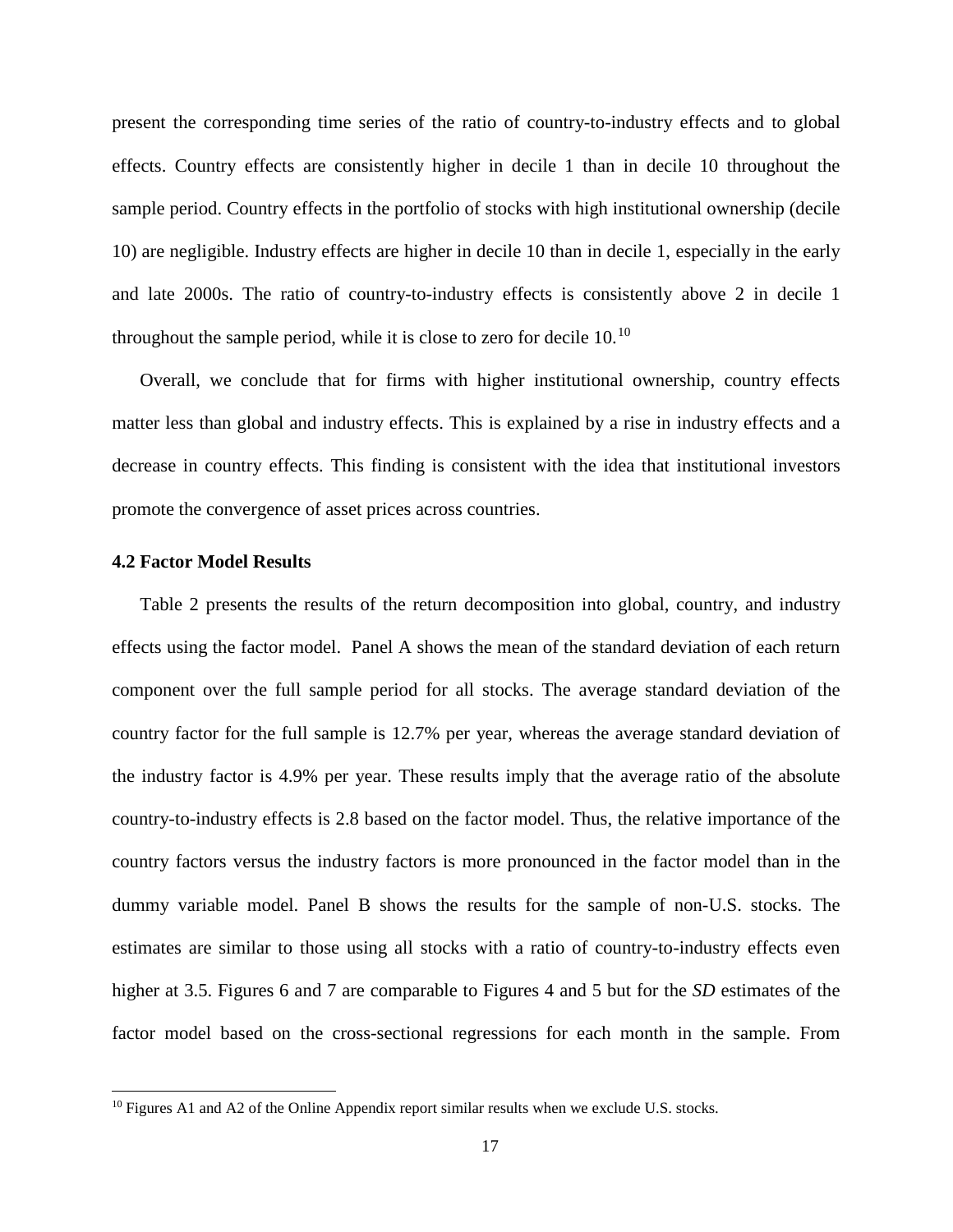present the corresponding time series of the ratio of country-to-industry effects and to global effects. Country effects are consistently higher in decile 1 than in decile 10 throughout the sample period. Country effects in the portfolio of stocks with high institutional ownership (decile 10) are negligible. Industry effects are higher in decile 10 than in decile 1, especially in the early and late 2000s. The ratio of country-to-industry effects is consistently above 2 in decile 1 throughout the sample period, while it is close to zero for decile 10.[10]

Overall, we conclude that for firms with higher institutional ownership, country effects matter less than global and industry effects. This is explained by a rise in industry effects and a decrease in country effects. This finding is consistent with the idea that institutional investors promote the convergence of asset prices across countries.

### 4.2 Factor Model Results

Table 2 presents the results of the return decomposition into global, country, and industry effects using the factor model. Panel A shows the mean of the standard deviation of each return component over the full sample period for all stocks. The average standard deviation of the country factor for the full sample is 12.7% per year, whereas the average standard deviation of the industry factor is 4.9% per year. These results imply that the average ratio of the absolute country-to-industry effects is 2.8 based on the factor model. Thus, the relative importance of the country factors versus the industry factors is more pronounced in the factor model than in the dummy variable model. Panel B shows the results for the sample of non-U.S. stocks. The estimates are similar to those using all stocks with a ratio of country-to-industry effects even higher at 3.5. Figures 6 and 7 are comparable to Figures 4 and 5 but for the *SD* estimates of the factor model based on the cross-sectional regressions for each month in the sample. From

[10] Figures A1 and A2 of the Online Appendix report similar results when we exclude U.S. stocks.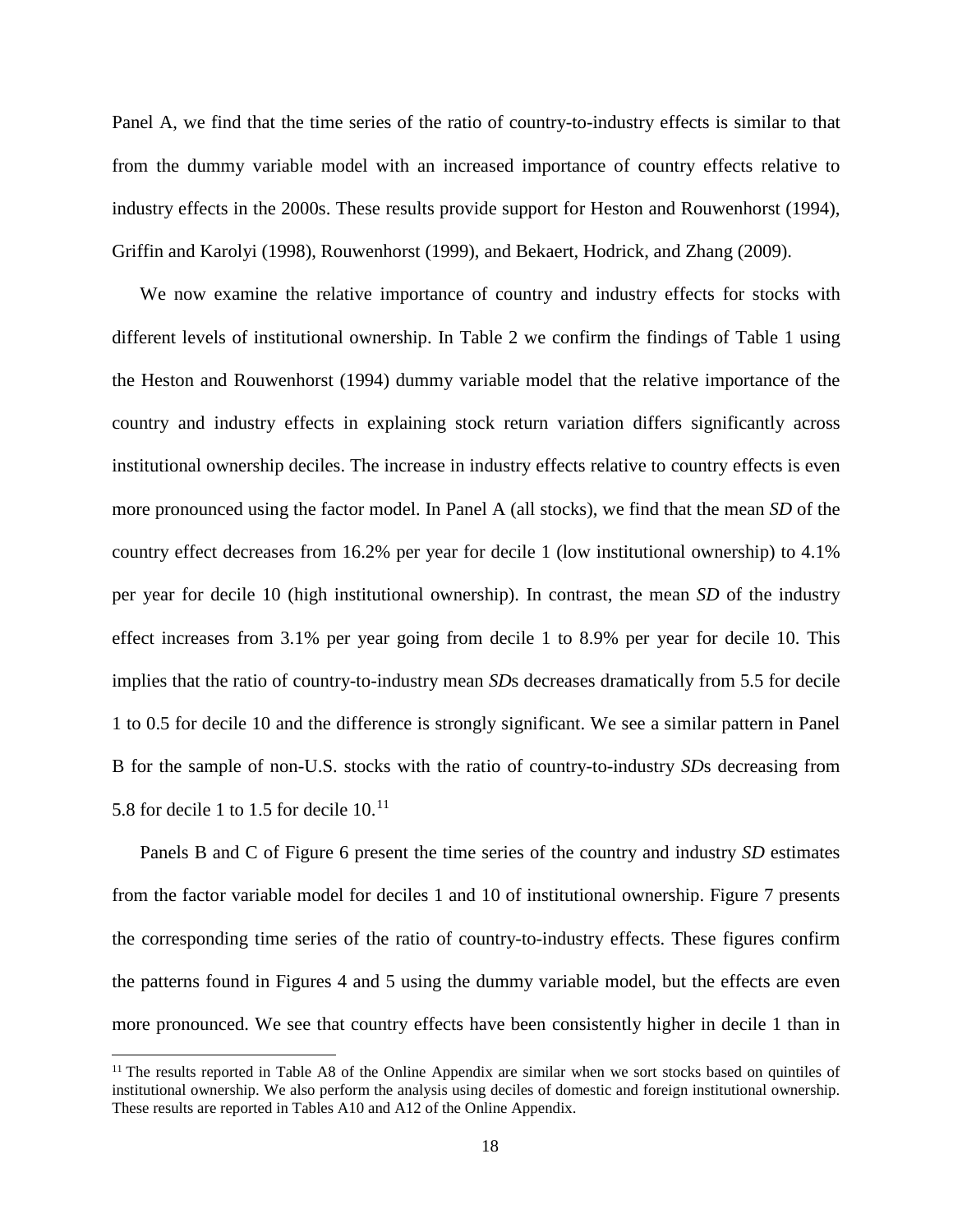Panel A, we find that the time series of the ratio of country-to-industry effects is similar to that from the dummy variable model with an increased importance of country effects relative to industry effects in the 2000s. These results provide support for Heston and Rouwenhorst (1994), Griffin and Karolyi (1998), Rouwenhorst (1999), and Bekaert, Hodrick, and Zhang (2009).

We now examine the relative importance of country and industry effects for stocks with different levels of institutional ownership. In Table 2 we confirm the findings of Table 1 using the Heston and Rouwenhorst (1994) dummy variable model that the relative importance of the country and industry effects in explaining stock return variation differs significantly across institutional ownership deciles. The increase in industry effects relative to country effects is even more pronounced using the factor model. In Panel A (all stocks), we find that the mean *SD* of the country effect decreases from 16.2% per year for decile 1 (low institutional ownership) to 4.1% per year for decile 10 (high institutional ownership). In contrast, the mean *SD* of the industry effect increases from 3.1% per year going from decile 1 to 8.9% per year for decile 10. This implies that the ratio of country-to-industry mean *SD*s decreases dramatically from 5.5 for decile 1 to 0.5 for decile 10 and the difference is strongly significant. We see a similar pattern in Panel B for the sample of non-U.S. stocks with the ratio of country-to-industry *SD*s decreasing from 5.8 for decile 1 to 1.5 for decile 10.[11]

Panels B and C of Figure 6 present the time series of the country and industry *SD* estimates from the factor variable model for deciles 1 and 10 of institutional ownership. Figure 7 presents the corresponding time series of the ratio of country-to-industry effects. These figures confirm the patterns found in Figures 4 and 5 using the dummy variable model, but the effects are even more pronounced. We see that country effects have been consistently higher in decile 1 than in

[11] The results reported in Table A8 of the Online Appendix are similar when we sort stocks based on quintiles of institutional ownership. We also perform the analysis using deciles of domestic and foreign institutional ownership. These results are reported in Tables A10 and A12 of the Online Appendix.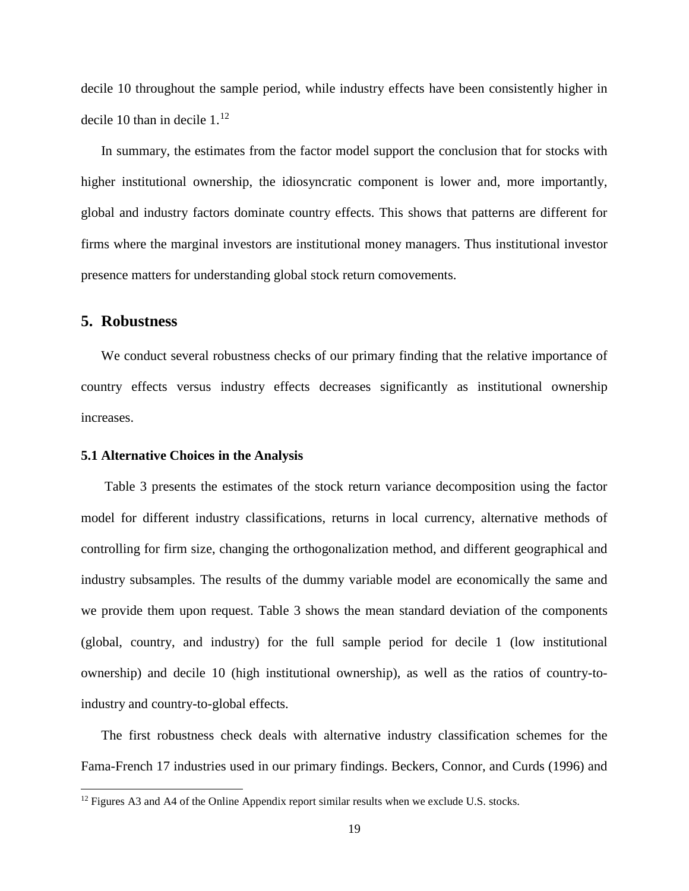decile 10 throughout the sample period, while industry effects have been consistently higher in decile 10 than in decile 1.[12]

In summary, the estimates from the factor model support the conclusion that for stocks with higher institutional ownership, the idiosyncratic component is lower and, more importantly, global and industry factors dominate country effects. This shows that patterns are different for firms where the marginal investors are institutional money managers. Thus institutional investor presence matters for understanding global stock return comovements.

## 5. Robustness

We conduct several robustness checks of our primary finding that the relative importance of country effects versus industry effects decreases significantly as institutional ownership increases.

### 5.1 Alternative Choices in the Analysis

Table 3 presents the estimates of the stock return variance decomposition using the factor model for different industry classifications, returns in local currency, alternative methods of controlling for firm size, changing the orthogonalization method, and different geographical and industry subsamples. The results of the dummy variable model are economically the same and we provide them upon request. Table 3 shows the mean standard deviation of the components (global, country, and industry) for the full sample period for decile 1 (low institutional ownership) and decile 10 (high institutional ownership), as well as the ratios of country-to-industry and country-to-global effects.

The first robustness check deals with alternative industry classification schemes for the Fama-French 17 industries used in our primary findings. Beckers, Connor, and Curds (1996) and

[12] Figures A3 and A4 of the Online Appendix report similar results when we exclude U.S. stocks.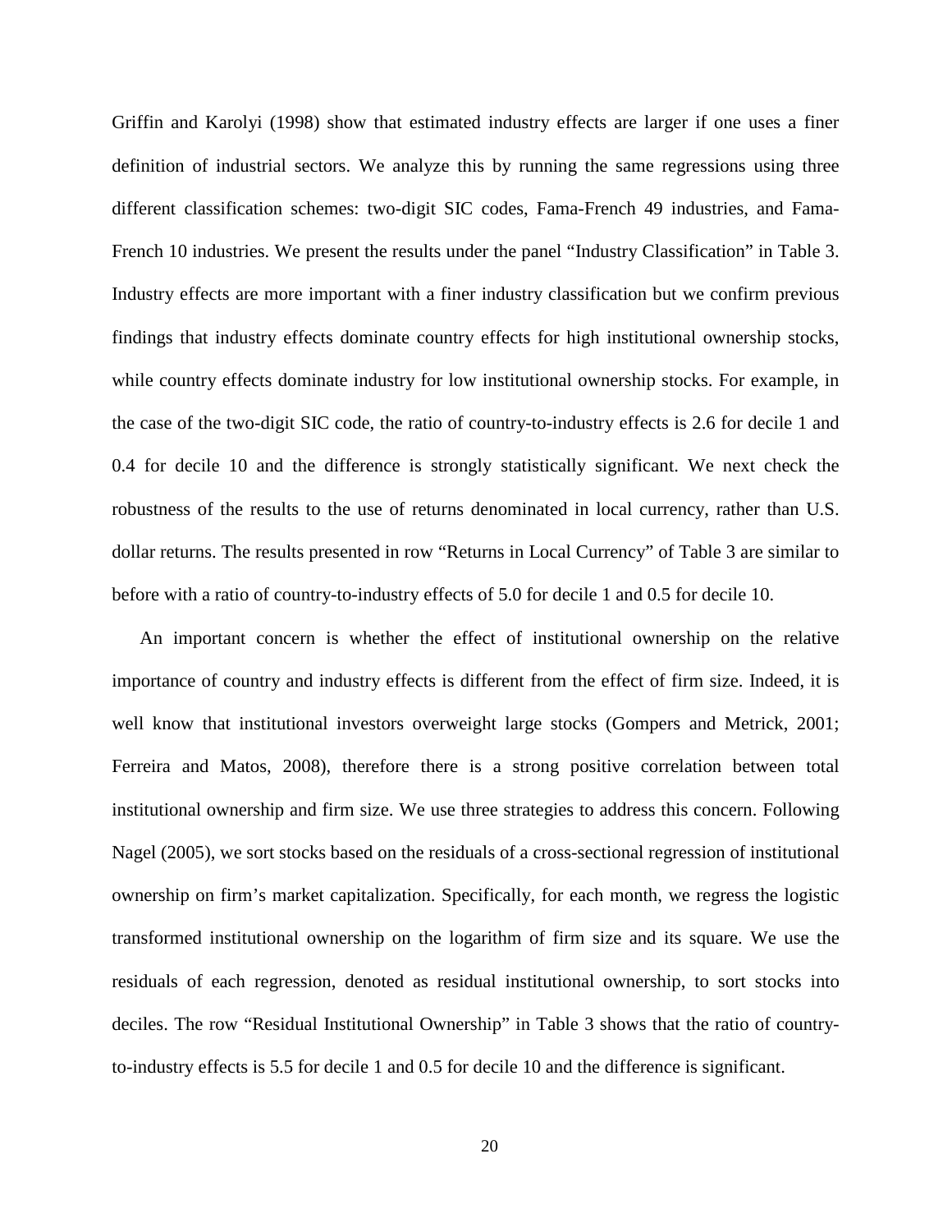Griffin and Karolyi (1998) show that estimated industry effects are larger if one uses a finer definition of industrial sectors. We analyze this by running the same regressions using three different classification schemes: two-digit SIC codes, Fama-French 49 industries, and Fama-French 10 industries. We present the results under the panel "Industry Classification" in Table 3. Industry effects are more important with a finer industry classification but we confirm previous findings that industry effects dominate country effects for high institutional ownership stocks, while country effects dominate industry for low institutional ownership stocks. For example, in the case of the two-digit SIC code, the ratio of country-to-industry effects is 2.6 for decile 1 and 0.4 for decile 10 and the difference is strongly statistically significant. We next check the robustness of the results to the use of returns denominated in local currency, rather than U.S. dollar returns. The results presented in row "Returns in Local Currency" of Table 3 are similar to before with a ratio of country-to-industry effects of 5.0 for decile 1 and 0.5 for decile 10.

An important concern is whether the effect of institutional ownership on the relative importance of country and industry effects is different from the effect of firm size. Indeed, it is well know that institutional investors overweight large stocks (Gompers and Metrick, 2001; Ferreira and Matos, 2008), therefore there is a strong positive correlation between total institutional ownership and firm size. We use three strategies to address this concern. Following Nagel (2005), we sort stocks based on the residuals of a cross-sectional regression of institutional ownership on firm's market capitalization. Specifically, for each month, we regress the logistic transformed institutional ownership on the logarithm of firm size and its square. We use the residuals of each regression, denoted as residual institutional ownership, to sort stocks into deciles. The row "Residual Institutional Ownership" in Table 3 shows that the ratio of country-to-industry effects is 5.5 for decile 1 and 0.5 for decile 10 and the difference is significant.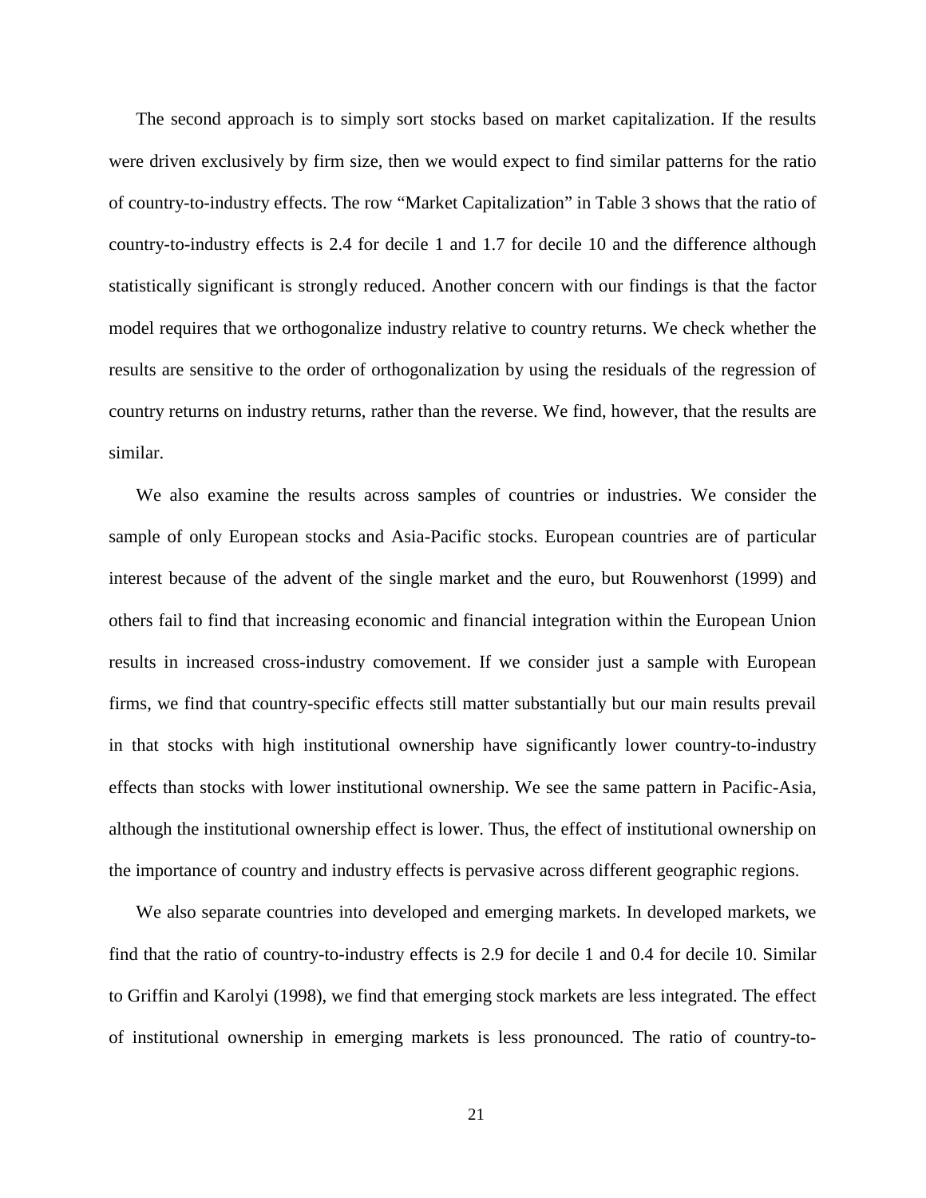The second approach is to simply sort stocks based on market capitalization. If the results were driven exclusively by firm size, then we would expect to find similar patterns for the ratio of country-to-industry effects. The row "Market Capitalization" in Table 3 shows that the ratio of country-to-industry effects is 2.4 for decile 1 and 1.7 for decile 10 and the difference although statistically significant is strongly reduced. Another concern with our findings is that the factor model requires that we orthogonalize industry relative to country returns. We check whether the results are sensitive to the order of orthogonalization by using the residuals of the regression of country returns on industry returns, rather than the reverse. We find, however, that the results are similar.

We also examine the results across samples of countries or industries. We consider the sample of only European stocks and Asia-Pacific stocks. European countries are of particular interest because of the advent of the single market and the euro, but Rouwenhorst (1999) and others fail to find that increasing economic and financial integration within the European Union results in increased cross-industry comovement. If we consider just a sample with European firms, we find that country-specific effects still matter substantially but our main results prevail in that stocks with high institutional ownership have significantly lower country-to-industry effects than stocks with lower institutional ownership. We see the same pattern in Pacific-Asia, although the institutional ownership effect is lower. Thus, the effect of institutional ownership on the importance of country and industry effects is pervasive across different geographic regions.

We also separate countries into developed and emerging markets. In developed markets, we find that the ratio of country-to-industry effects is 2.9 for decile 1 and 0.4 for decile 10. Similar to Griffin and Karolyi (1998), we find that emerging stock markets are less integrated. The effect of institutional ownership in emerging markets is less pronounced. The ratio of country-to-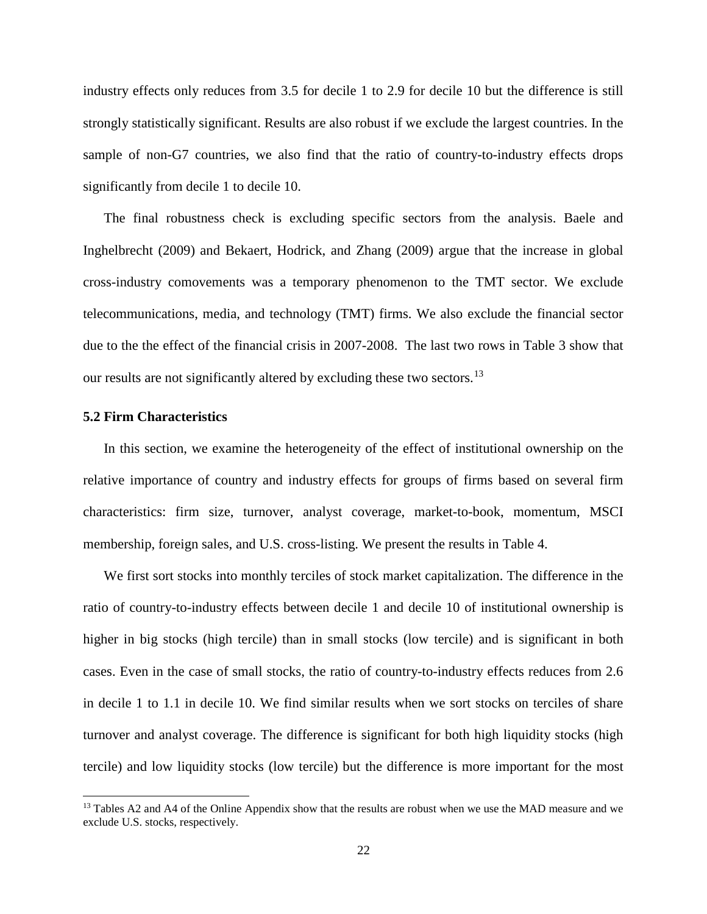industry effects only reduces from 3.5 for decile 1 to 2.9 for decile 10 but the difference is still strongly statistically significant. Results are also robust if we exclude the largest countries. In the sample of non-G7 countries, we also find that the ratio of country-to-industry effects drops significantly from decile 1 to decile 10.

The final robustness check is excluding specific sectors from the analysis. Baele and Inghelbrecht (2009) and Bekaert, Hodrick, and Zhang (2009) argue that the increase in global cross-industry comovements was a temporary phenomenon to the TMT sector. We exclude telecommunications, media, and technology (TMT) firms. We also exclude the financial sector due to the the effect of the financial crisis in 2007-2008. The last two rows in Table 3 show that our results are not significantly altered by excluding these two sectors.[13]

### 5.2 Firm Characteristics

In this section, we examine the heterogeneity of the effect of institutional ownership on the relative importance of country and industry effects for groups of firms based on several firm characteristics: firm size, turnover, analyst coverage, market-to-book, momentum, MSCI membership, foreign sales, and U.S. cross-listing. We present the results in Table 4.

We first sort stocks into monthly terciles of stock market capitalization. The difference in the ratio of country-to-industry effects between decile 1 and decile 10 of institutional ownership is higher in big stocks (high tercile) than in small stocks (low tercile) and is significant in both cases. Even in the case of small stocks, the ratio of country-to-industry effects reduces from 2.6 in decile 1 to 1.1 in decile 10. We find similar results when we sort stocks on terciles of share turnover and analyst coverage. The difference is significant for both high liquidity stocks (high tercile) and low liquidity stocks (low tercile) but the difference is more important for the most

[13] Tables A2 and A4 of the Online Appendix show that the results are robust when we use the MAD measure and we exclude U.S. stocks, respectively.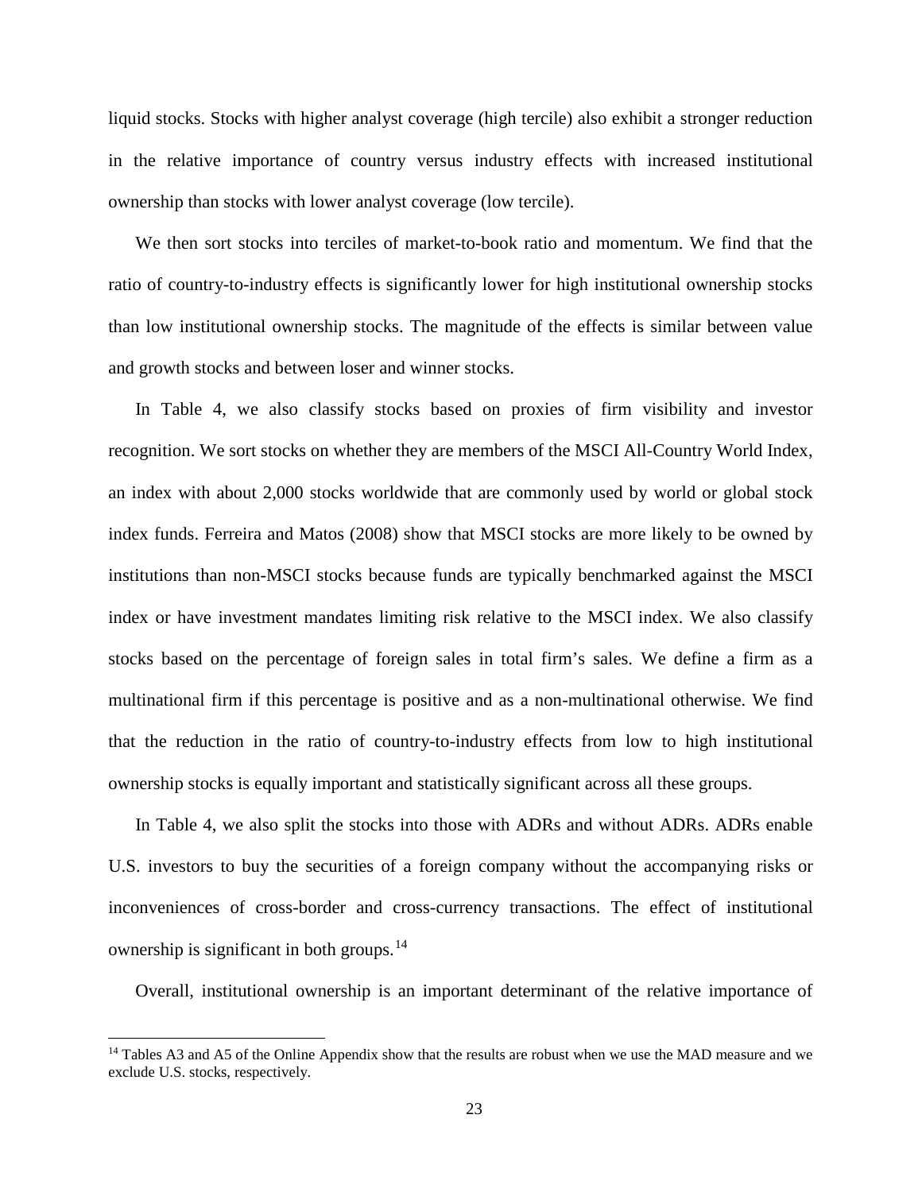liquid stocks. Stocks with higher analyst coverage (high tercile) also exhibit a stronger reduction in the relative importance of country versus industry effects with increased institutional ownership than stocks with lower analyst coverage (low tercile).

We then sort stocks into terciles of market-to-book ratio and momentum. We find that the ratio of country-to-industry effects is significantly lower for high institutional ownership stocks than low institutional ownership stocks. The magnitude of the effects is similar between value and growth stocks and between loser and winner stocks.

In Table 4, we also classify stocks based on proxies of firm visibility and investor recognition. We sort stocks on whether they are members of the MSCI All-Country World Index, an index with about 2,000 stocks worldwide that are commonly used by world or global stock index funds. Ferreira and Matos (2008) show that MSCI stocks are more likely to be owned by institutions than non-MSCI stocks because funds are typically benchmarked against the MSCI index or have investment mandates limiting risk relative to the MSCI index. We also classify stocks based on the percentage of foreign sales in total firm's sales. We define a firm as a multinational firm if this percentage is positive and as a non-multinational otherwise. We find that the reduction in the ratio of country-to-industry effects from low to high institutional ownership stocks is equally important and statistically significant across all these groups.

In Table 4, we also split the stocks into those with ADRs and without ADRs. ADRs enable U.S. investors to buy the securities of a foreign company without the accompanying risks or inconveniences of cross-border and cross-currency transactions. The effect of institutional ownership is significant in both groups.[14]

Overall, institutional ownership is an important determinant of the relative importance of

[14] Tables A3 and A5 of the Online Appendix show that the results are robust when we use the MAD measure and we exclude U.S. stocks, respectively.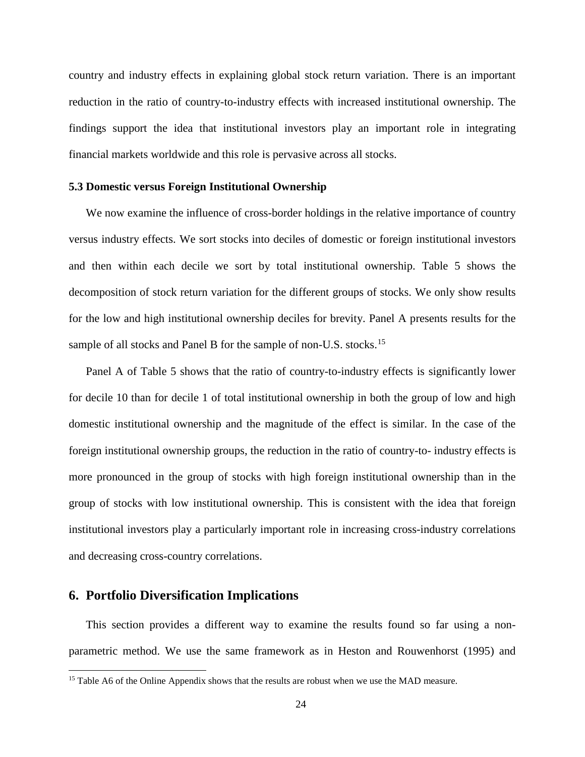country and industry effects in explaining global stock return variation. There is an important reduction in the ratio of country-to-industry effects with increased institutional ownership. The findings support the idea that institutional investors play an important role in integrating financial markets worldwide and this role is pervasive across all stocks.

### 5.3 Domestic versus Foreign Institutional Ownership

We now examine the influence of cross-border holdings in the relative importance of country versus industry effects. We sort stocks into deciles of domestic or foreign institutional investors and then within each decile we sort by total institutional ownership. Table 5 shows the decomposition of stock return variation for the different groups of stocks. We only show results for the low and high institutional ownership deciles for brevity. Panel A presents results for the sample of all stocks and Panel B for the sample of non-U.S. stocks.[15]

Panel A of Table 5 shows that the ratio of country-to-industry effects is significantly lower for decile 10 than for decile 1 of total institutional ownership in both the group of low and high domestic institutional ownership and the magnitude of the effect is similar. In the case of the foreign institutional ownership groups, the reduction in the ratio of country-to- industry effects is more pronounced in the group of stocks with high foreign institutional ownership than in the group of stocks with low institutional ownership. This is consistent with the idea that foreign institutional investors play a particularly important role in increasing cross-industry correlations and decreasing cross-country correlations.

## 6. Portfolio Diversification Implications

This section provides a different way to examine the results found so far using a non-parametric method. We use the same framework as in Heston and Rouwenhorst (1995) and

[15] Table A6 of the Online Appendix shows that the results are robust when we use the MAD measure.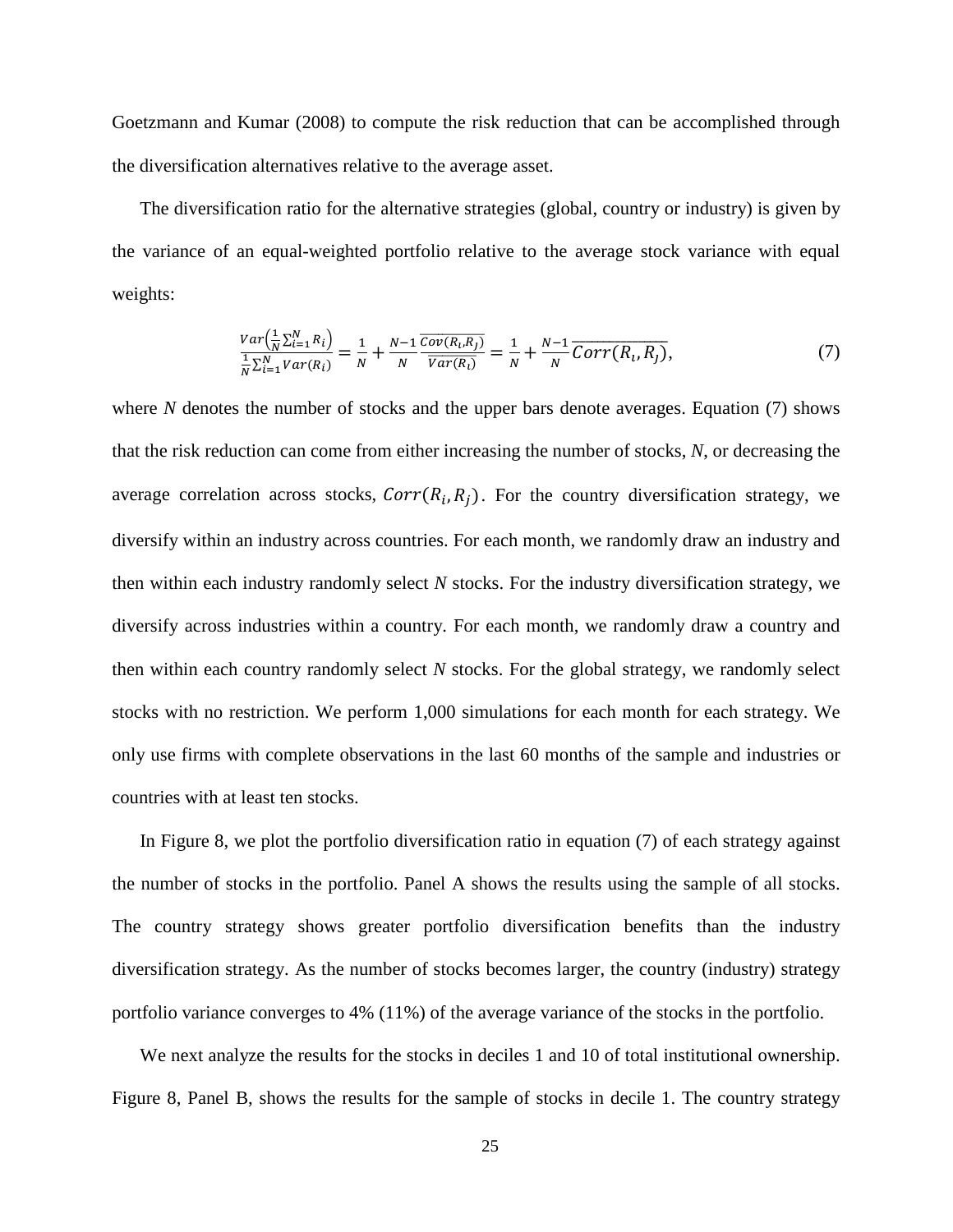Goetzmann and Kumar (2008) to compute the risk reduction that can be accomplished through the diversification alternatives relative to the average asset.

The diversification ratio for the alternative strategies (global, country or industry) is given by the variance of an equal-weighted portfolio relative to the average stock variance with equal weights:

$$\frac{Var\left(\frac{1}{N}\sum_{i=1}^{N}R_i\right)}{\frac{1}{N}\sum_{i=1}^{N}Var(R_i)} = \frac{1}{N} + \frac{N-1}{N}\frac{\overline{Cov(R_i,R_j)}}{\overline{Var(R_i)}} = \frac{1}{N} + \frac{N-1}{N}\overline{Corr(R_i,R_j)}, \tag{7}$$

where $N$ denotes the number of stocks and the upper bars denote averages. Equation (7) shows that the risk reduction can come from either increasing the number of stocks, $N$, or decreasing the average correlation across stocks, $Corr(R_i, R_j)$. For the country diversification strategy, we diversify within an industry across countries. For each month, we randomly draw an industry and then within each industry randomly select $N$ stocks. For the industry diversification strategy, we diversify across industries within a country. For each month, we randomly draw a country and then within each country randomly select $N$ stocks. For the global strategy, we randomly select stocks with no restriction. We perform 1,000 simulations for each month for each strategy. We only use firms with complete observations in the last 60 months of the sample and industries or countries with at least ten stocks.

In Figure 8, we plot the portfolio diversification ratio in equation (7) of each strategy against the number of stocks in the portfolio. Panel A shows the results using the sample of all stocks. The country strategy shows greater portfolio diversification benefits than the industry diversification strategy. As the number of stocks becomes larger, the country (industry) strategy portfolio variance converges to 4% (11%) of the average variance of the stocks in the portfolio.

We next analyze the results for the stocks in deciles 1 and 10 of total institutional ownership. Figure 8, Panel B, shows the results for the sample of stocks in decile 1. The country strategy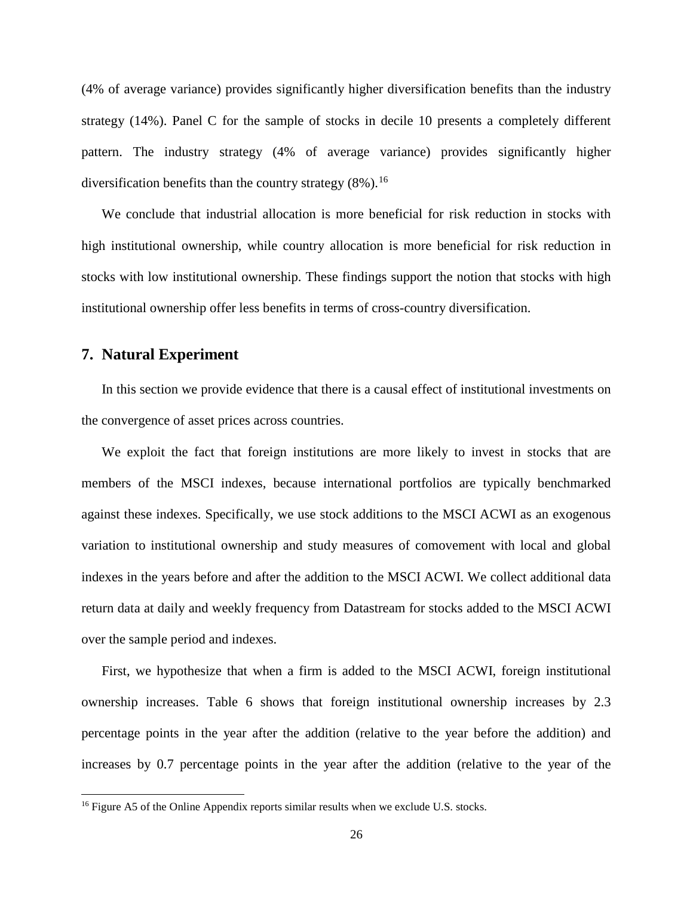(4% of average variance) provides significantly higher diversification benefits than the industry strategy (14%). Panel C for the sample of stocks in decile 10 presents a completely different pattern. The industry strategy (4% of average variance) provides significantly higher diversification benefits than the country strategy (8%).[16]

We conclude that industrial allocation is more beneficial for risk reduction in stocks with high institutional ownership, while country allocation is more beneficial for risk reduction in stocks with low institutional ownership. These findings support the notion that stocks with high institutional ownership offer less benefits in terms of cross-country diversification.

## 7. Natural Experiment

In this section we provide evidence that there is a causal effect of institutional investments on the convergence of asset prices across countries.

We exploit the fact that foreign institutions are more likely to invest in stocks that are members of the MSCI indexes, because international portfolios are typically benchmarked against these indexes. Specifically, we use stock additions to the MSCI ACWI as an exogenous variation to institutional ownership and study measures of comovement with local and global indexes in the years before and after the addition to the MSCI ACWI. We collect additional data return data at daily and weekly frequency from Datastream for stocks added to the MSCI ACWI over the sample period and indexes.

First, we hypothesize that when a firm is added to the MSCI ACWI, foreign institutional ownership increases. Table 6 shows that foreign institutional ownership increases by 2.3 percentage points in the year after the addition (relative to the year before the addition) and increases by 0.7 percentage points in the year after the addition (relative to the year of the

[16] Figure A5 of the Online Appendix reports similar results when we exclude U.S. stocks.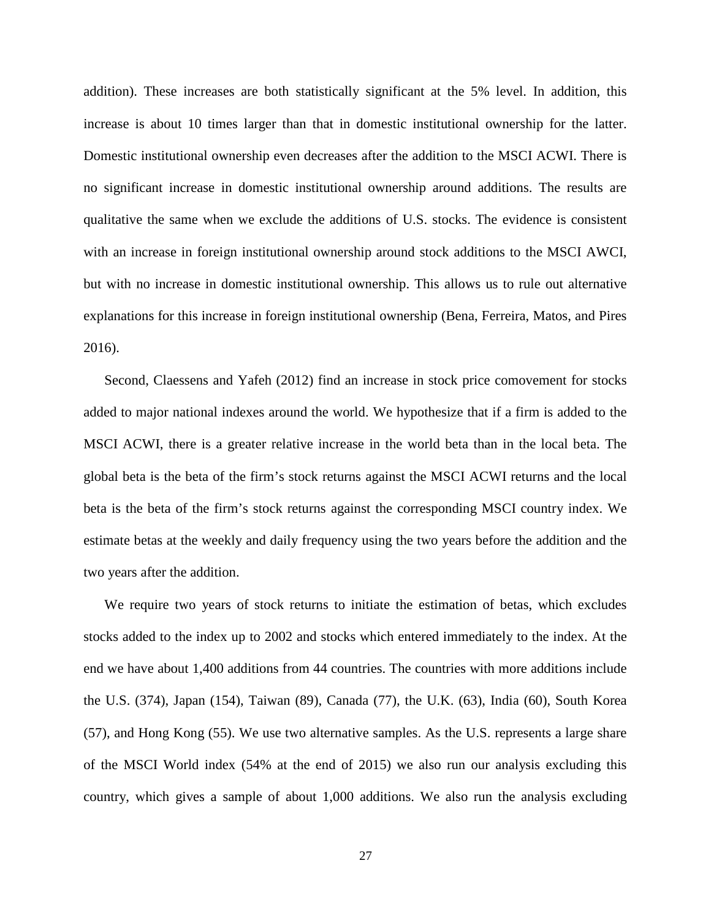addition). These increases are both statistically significant at the 5% level. In addition, this increase is about 10 times larger than that in domestic institutional ownership for the latter. Domestic institutional ownership even decreases after the addition to the MSCI ACWI. There is no significant increase in domestic institutional ownership around additions. The results are qualitative the same when we exclude the additions of U.S. stocks. The evidence is consistent with an increase in foreign institutional ownership around stock additions to the MSCI AWCI, but with no increase in domestic institutional ownership. This allows us to rule out alternative explanations for this increase in foreign institutional ownership (Bena, Ferreira, Matos, and Pires 2016).

Second, Claessens and Yafeh (2012) find an increase in stock price comovement for stocks added to major national indexes around the world. We hypothesize that if a firm is added to the MSCI ACWI, there is a greater relative increase in the world beta than in the local beta. The global beta is the beta of the firm's stock returns against the MSCI ACWI returns and the local beta is the beta of the firm's stock returns against the corresponding MSCI country index. We estimate betas at the weekly and daily frequency using the two years before the addition and the two years after the addition.

We require two years of stock returns to initiate the estimation of betas, which excludes stocks added to the index up to 2002 and stocks which entered immediately to the index. At the end we have about 1,400 additions from 44 countries. The countries with more additions include the U.S. (374), Japan (154), Taiwan (89), Canada (77), the U.K. (63), India (60), South Korea (57), and Hong Kong (55). We use two alternative samples. As the U.S. represents a large share of the MSCI World index (54% at the end of 2015) we also run our analysis excluding this country, which gives a sample of about 1,000 additions. We also run the analysis excluding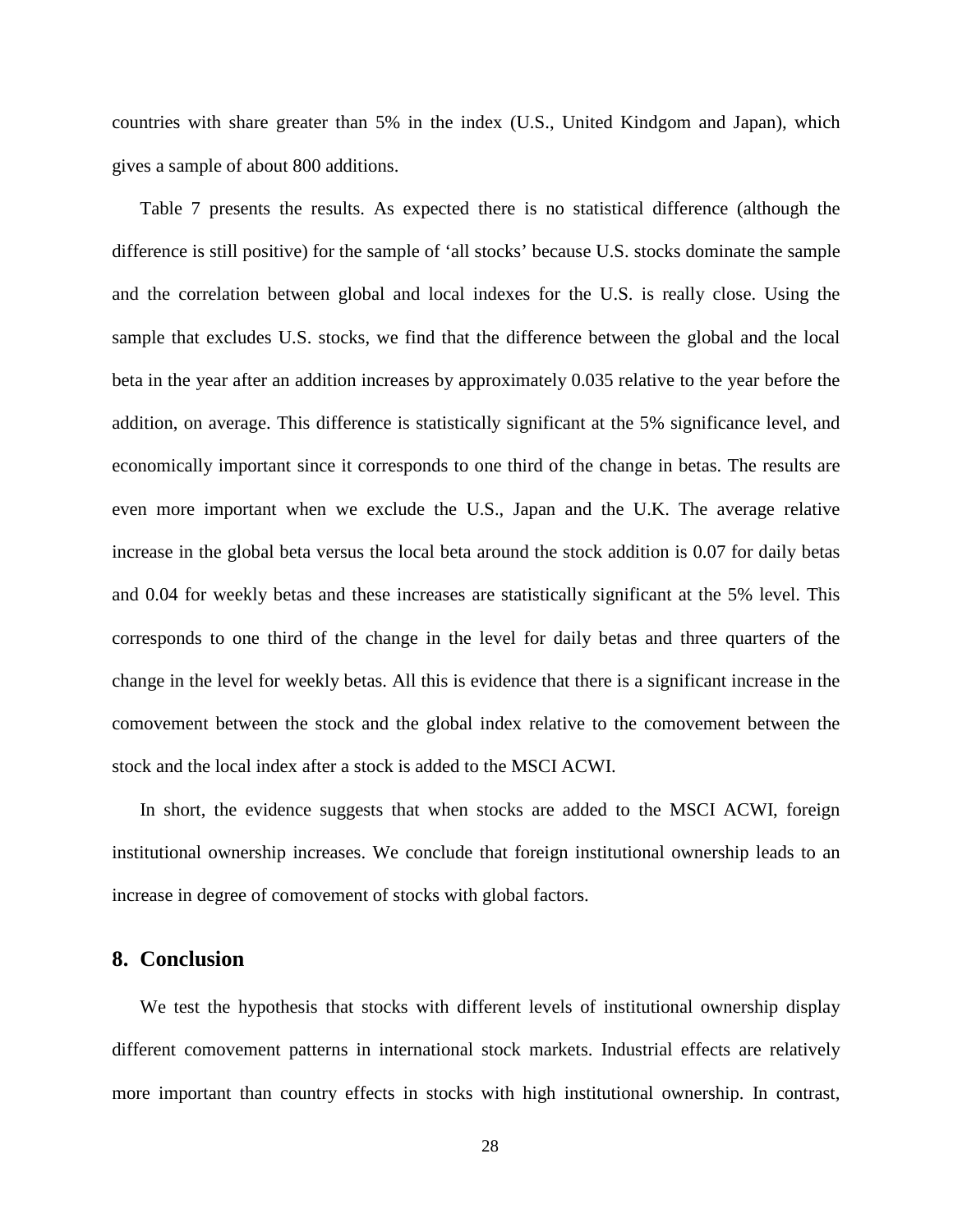countries with share greater than 5% in the index (U.S., United Kindgom and Japan), which gives a sample of about 800 additions.

Table 7 presents the results. As expected there is no statistical difference (although the difference is still positive) for the sample of 'all stocks' because U.S. stocks dominate the sample and the correlation between global and local indexes for the U.S. is really close. Using the sample that excludes U.S. stocks, we find that the difference between the global and the local beta in the year after an addition increases by approximately 0.035 relative to the year before the addition, on average. This difference is statistically significant at the 5% significance level, and economically important since it corresponds to one third of the change in betas. The results are even more important when we exclude the U.S., Japan and the U.K. The average relative increase in the global beta versus the local beta around the stock addition is 0.07 for daily betas and 0.04 for weekly betas and these increases are statistically significant at the 5% level. This corresponds to one third of the change in the level for daily betas and three quarters of the change in the level for weekly betas. All this is evidence that there is a significant increase in the comovement between the stock and the global index relative to the comovement between the stock and the local index after a stock is added to the MSCI ACWI.

In short, the evidence suggests that when stocks are added to the MSCI ACWI, foreign institutional ownership increases. We conclude that foreign institutional ownership leads to an increase in degree of comovement of stocks with global factors.

## 8. Conclusion

We test the hypothesis that stocks with different levels of institutional ownership display different comovement patterns in international stock markets. Industrial effects are relatively more important than country effects in stocks with high institutional ownership. In contrast,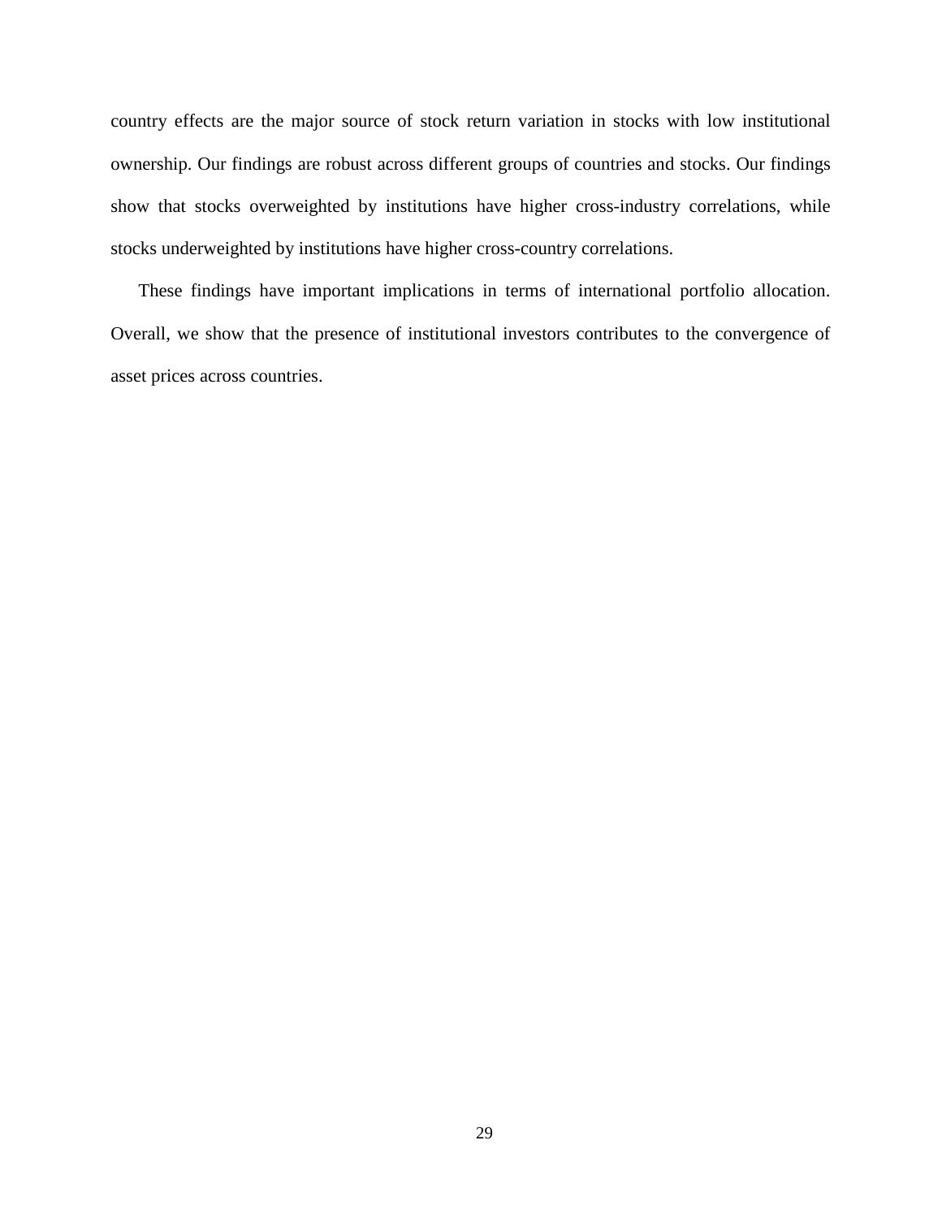country effects are the major source of stock return variation in stocks with low institutional ownership. Our findings are robust across different groups of countries and stocks. Our findings show that stocks overweighted by institutions have higher cross-industry correlations, while stocks underweighted by institutions have higher cross-country correlations.

These findings have important implications in terms of international portfolio allocation. Overall, we show that the presence of institutional investors contributes to the convergence of asset prices across countries.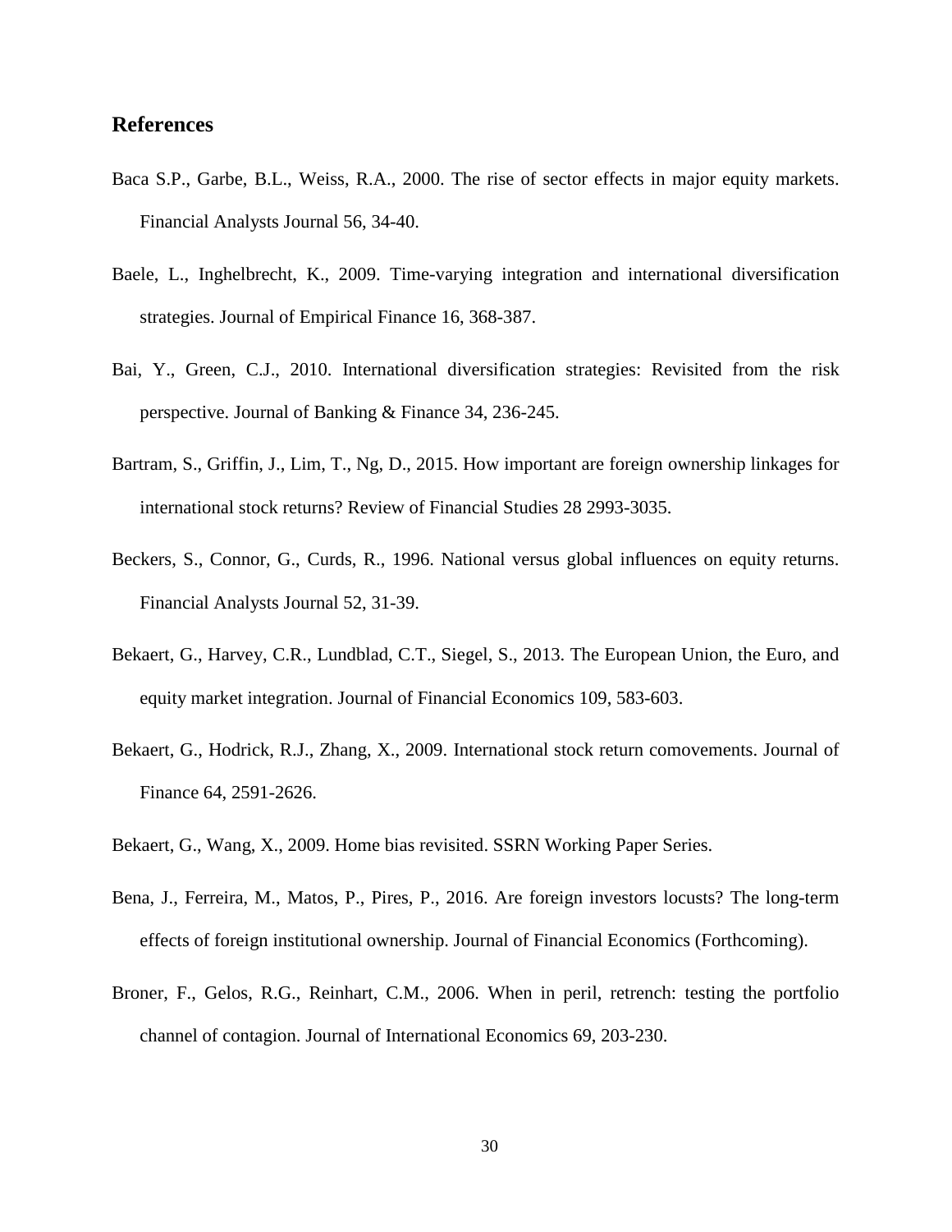## References

Baca S.P., Garbe, B.L., Weiss, R.A., 2000. The rise of sector effects in major equity markets. Financial Analysts Journal 56, 34-40.

Baele, L., Inghelbrecht, K., 2009. Time-varying integration and international diversification strategies. Journal of Empirical Finance 16, 368-387.

Bai, Y., Green, C.J., 2010. International diversification strategies: Revisited from the risk perspective. Journal of Banking & Finance 34, 236-245.

Bartram, S., Griffin, J., Lim, T., Ng, D., 2015. How important are foreign ownership linkages for international stock returns? Review of Financial Studies 28 2993-3035.

Beckers, S., Connor, G., Curds, R., 1996. National versus global influences on equity returns. Financial Analysts Journal 52, 31-39.

Bekaert, G., Harvey, C.R., Lundblad, C.T., Siegel, S., 2013. The European Union, the Euro, and equity market integration. Journal of Financial Economics 109, 583-603.

Bekaert, G., Hodrick, R.J., Zhang, X., 2009. International stock return comovements. Journal of Finance 64, 2591-2626.

Bekaert, G., Wang, X., 2009. Home bias revisited. SSRN Working Paper Series.

Bena, J., Ferreira, M., Matos, P., Pires, P., 2016. Are foreign investors locusts? The long-term effects of foreign institutional ownership. Journal of Financial Economics (Forthcoming).

Broner, F., Gelos, R.G., Reinhart, C.M., 2006. When in peril, retrench: testing the portfolio channel of contagion. Journal of International Economics 69, 203-230.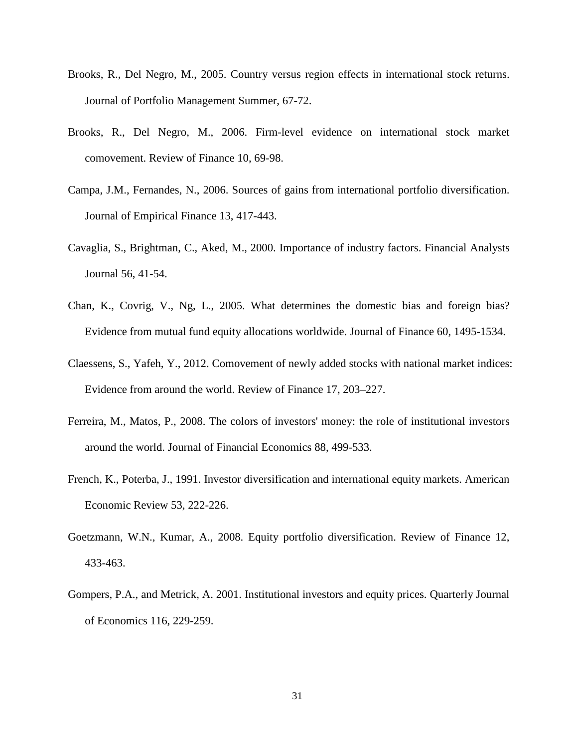Brooks, R., Del Negro, M., 2005. Country versus region effects in international stock returns. Journal of Portfolio Management Summer, 67-72.

Brooks, R., Del Negro, M., 2006. Firm-level evidence on international stock market comovement. Review of Finance 10, 69-98.

Campa, J.M., Fernandes, N., 2006. Sources of gains from international portfolio diversification. Journal of Empirical Finance 13, 417-443.

Cavaglia, S., Brightman, C., Aked, M., 2000. Importance of industry factors. Financial Analysts Journal 56, 41-54.

Chan, K., Covrig, V., Ng, L., 2005. What determines the domestic bias and foreign bias? Evidence from mutual fund equity allocations worldwide. Journal of Finance 60, 1495-1534.

Claessens, S., Yafeh, Y., 2012. Comovement of newly added stocks with national market indices: Evidence from around the world. Review of Finance 17, 203–227.

Ferreira, M., Matos, P., 2008. The colors of investors' money: the role of institutional investors around the world. Journal of Financial Economics 88, 499-533.

French, K., Poterba, J., 1991. Investor diversification and international equity markets. American Economic Review 53, 222-226.

Goetzmann, W.N., Kumar, A., 2008. Equity portfolio diversification. Review of Finance 12, 433-463.

Gompers, P.A., and Metrick, A. 2001. Institutional investors and equity prices. Quarterly Journal of Economics 116, 229-259.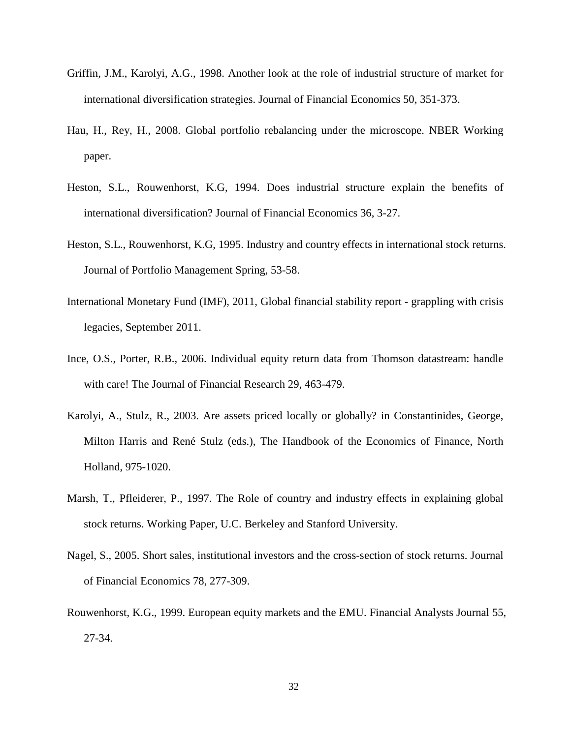Griffin, J.M., Karolyi, A.G., 1998. Another look at the role of industrial structure of market for international diversification strategies. Journal of Financial Economics 50, 351-373.

Hau, H., Rey, H., 2008. Global portfolio rebalancing under the microscope. NBER Working paper.

Heston, S.L., Rouwenhorst, K.G, 1994. Does industrial structure explain the benefits of international diversification? Journal of Financial Economics 36, 3-27.

Heston, S.L., Rouwenhorst, K.G, 1995. Industry and country effects in international stock returns. Journal of Portfolio Management Spring, 53-58.

International Monetary Fund (IMF), 2011, Global financial stability report - grappling with crisis legacies, September 2011.

Ince, O.S., Porter, R.B., 2006. Individual equity return data from Thomson datastream: handle with care! The Journal of Financial Research 29, 463-479.

Karolyi, A., Stulz, R., 2003. Are assets priced locally or globally? in Constantinides, George, Milton Harris and René Stulz (eds.), The Handbook of the Economics of Finance, North Holland, 975-1020.

Marsh, T., Pfleiderer, P., 1997. The Role of country and industry effects in explaining global stock returns. Working Paper, U.C. Berkeley and Stanford University.

Nagel, S., 2005. Short sales, institutional investors and the cross-section of stock returns. Journal of Financial Economics 78, 277-309.

Rouwenhorst, K.G., 1999. European equity markets and the EMU. Financial Analysts Journal 55, 27-34.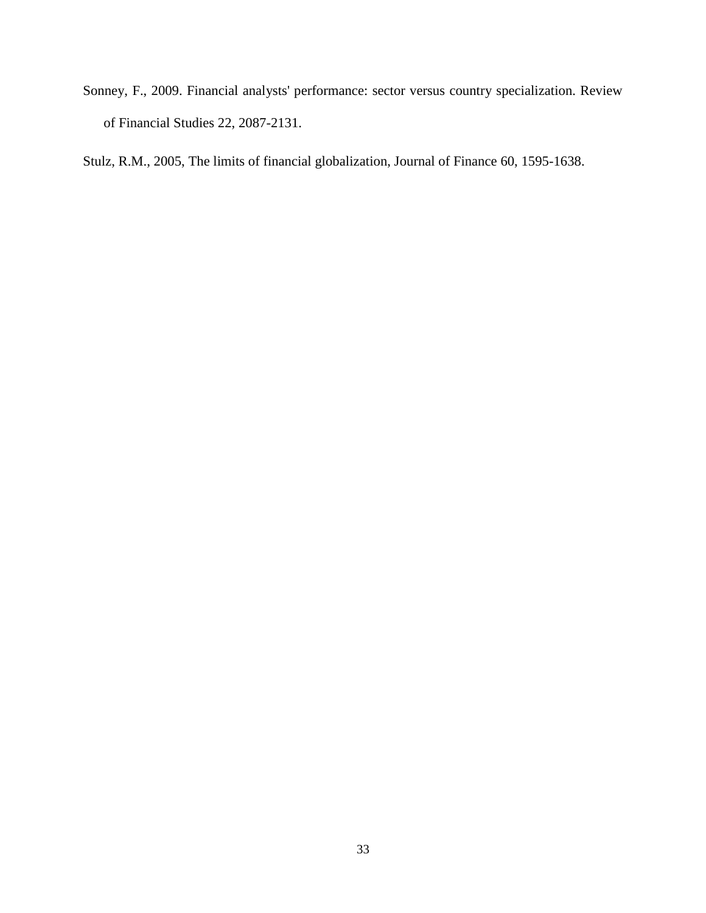Sonney, F., 2009. Financial analysts' performance: sector versus country specialization. Review of Financial Studies 22, 2087-2131.

Stulz, R.M., 2005, The limits of financial globalization, Journal of Finance 60, 1595-1638.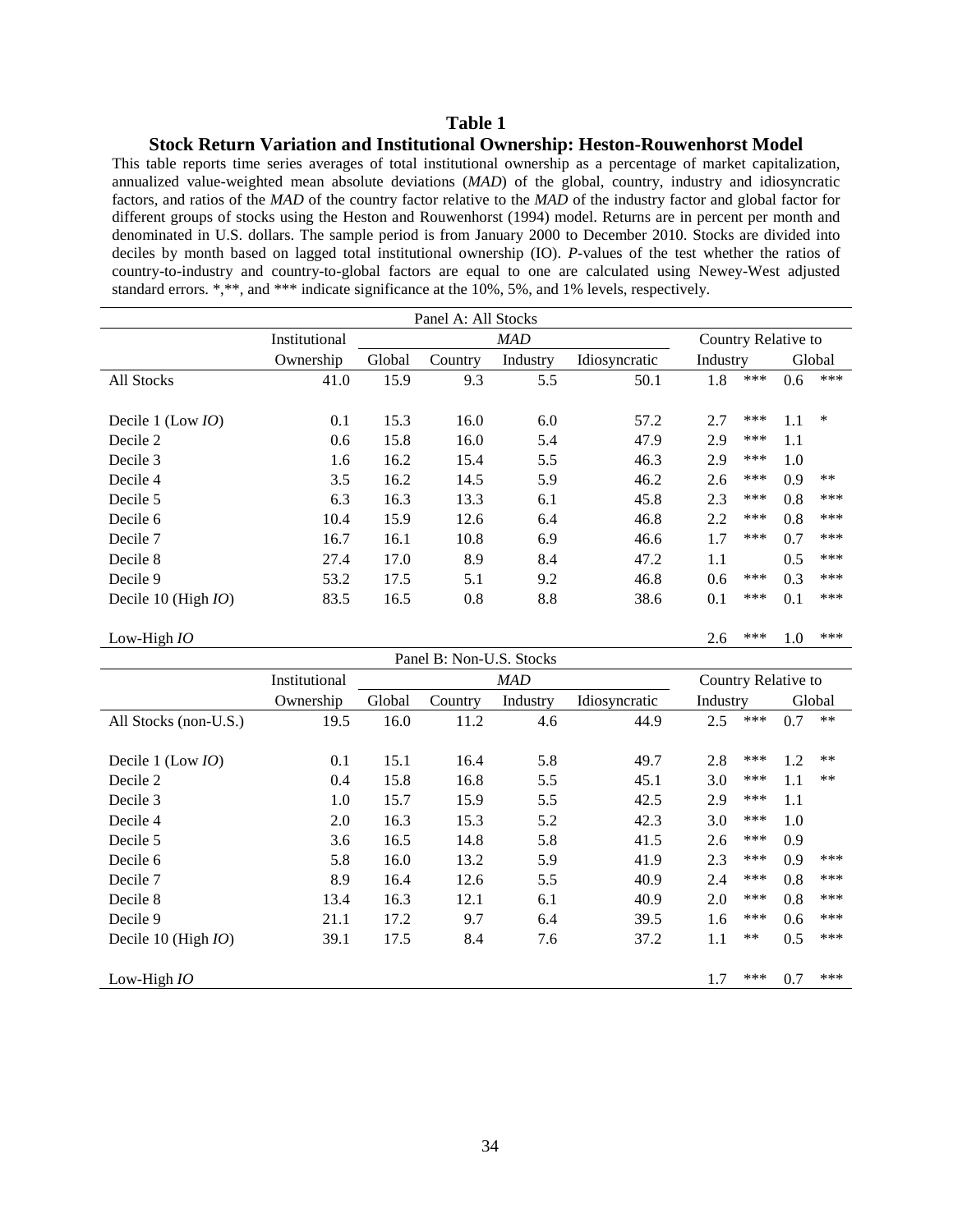# Table 1

## Stock Return Variation and Institutional Ownership: Heston-Rouwenhorst Model

This table reports time series averages of total institutional ownership as a percentage of market capitalization, annualized value-weighted mean absolute deviations (*MAD*) of the global, country, industry and idiosyncratic factors, and ratios of the *MAD* of the country factor relative to the *MAD* of the industry factor and global factor for different groups of stocks using the Heston and Rouwenhorst (1994) model. Returns are in percent per month and denominated in U.S. dollars. The sample period is from January 2000 to December 2010. Stocks are divided into deciles by month based on lagged total institutional ownership (IO). *P*-values of the test whether the ratios of country-to-industry and country-to-global factors are equal to one are calculated using Newey-West adjusted standard errors. *,**, and *** indicate significance at the 10%, 5%, and 1% levels, respectively.

**Panel A: All Stocks**

| | Institutional | *MAD* | | | | Country Relative to | | | |
|---|---|---|---|---|---|---|---|---|---|
| | Ownership | Global | Country | Industry | Idiosyncratic | Industry | | Global | |
| All Stocks | 41.0 | 15.9 | 9.3 | 5.5 | 50.1 | 1.8 | *** | 0.6 | *** |
| Decile 1 (Low *IO*) | 0.1 | 15.3 | 16.0 | 6.0 | 57.2 | 2.7 | *** | 1.1 | * |
| Decile 2 | 0.6 | 15.8 | 16.0 | 5.4 | 47.9 | 2.9 | *** | 1.1 | |
| Decile 3 | 1.6 | 16.2 | 15.4 | 5.5 | 46.3 | 2.9 | *** | 1.0 | |
| Decile 4 | 3.5 | 16.2 | 14.5 | 5.9 | 46.2 | 2.6 | *** | 0.9 | ** |
| Decile 5 | 6.3 | 16.3 | 13.3 | 6.1 | 45.8 | 2.3 | *** | 0.8 | *** |
| Decile 6 | 10.4 | 15.9 | 12.6 | 6.4 | 46.8 | 2.2 | *** | 0.8 | *** |
| Decile 7 | 16.7 | 16.1 | 10.8 | 6.9 | 46.6 | 1.7 | *** | 0.7 | *** |
| Decile 8 | 27.4 | 17.0 | 8.9 | 8.4 | 47.2 | 1.1 | | 0.5 | *** |
| Decile 9 | 53.2 | 17.5 | 5.1 | 9.2 | 46.8 | 0.6 | *** | 0.3 | *** |
| Decile 10 (High *IO*) | 83.5 | 16.5 | 0.8 | 8.8 | 38.6 | 0.1 | *** | 0.1 | *** |
| Low-High *IO* | | | | | | 2.6 | *** | 1.0 | *** |

**Panel B: Non-U.S. Stocks**

| | Institutional | *MAD* | | | | Country Relative to | | | |
|---|---|---|---|---|---|---|---|---|---|
| | Ownership | Global | Country | Industry | Idiosyncratic | Industry | | Global | |
| All Stocks (non-U.S.) | 19.5 | 16.0 | 11.2 | 4.6 | 44.9 | 2.5 | *** | 0.7 | ** |
| Decile 1 (Low *IO*) | 0.1 | 15.1 | 16.4 | 5.8 | 49.7 | 2.8 | *** | 1.2 | ** |
| Decile 2 | 0.4 | 15.8 | 16.8 | 5.5 | 45.1 | 3.0 | *** | 1.1 | ** |
| Decile 3 | 1.0 | 15.7 | 15.9 | 5.5 | 42.5 | 2.9 | *** | 1.1 | |
| Decile 4 | 2.0 | 16.3 | 15.3 | 5.2 | 42.3 | 3.0 | *** | 1.0 | |
| Decile 5 | 3.6 | 16.5 | 14.8 | 5.8 | 41.5 | 2.6 | *** | 0.9 | |
| Decile 6 | 5.8 | 16.0 | 13.2 | 5.9 | 41.9 | 2.3 | *** | 0.9 | *** |
| Decile 7 | 8.9 | 16.4 | 12.6 | 5.5 | 40.9 | 2.4 | *** | 0.8 | *** |
| Decile 8 | 13.4 | 16.3 | 12.1 | 6.1 | 40.9 | 2.0 | *** | 0.8 | *** |
| Decile 9 | 21.1 | 17.2 | 9.7 | 6.4 | 39.5 | 1.6 | *** | 0.6 | *** |
| Decile 10 (High *IO*) | 39.1 | 17.5 | 8.4 | 7.6 | 37.2 | 1.1 | ** | 0.5 | *** |
| Low-High *IO* | | | | | | 1.7 | *** | 0.7 | *** |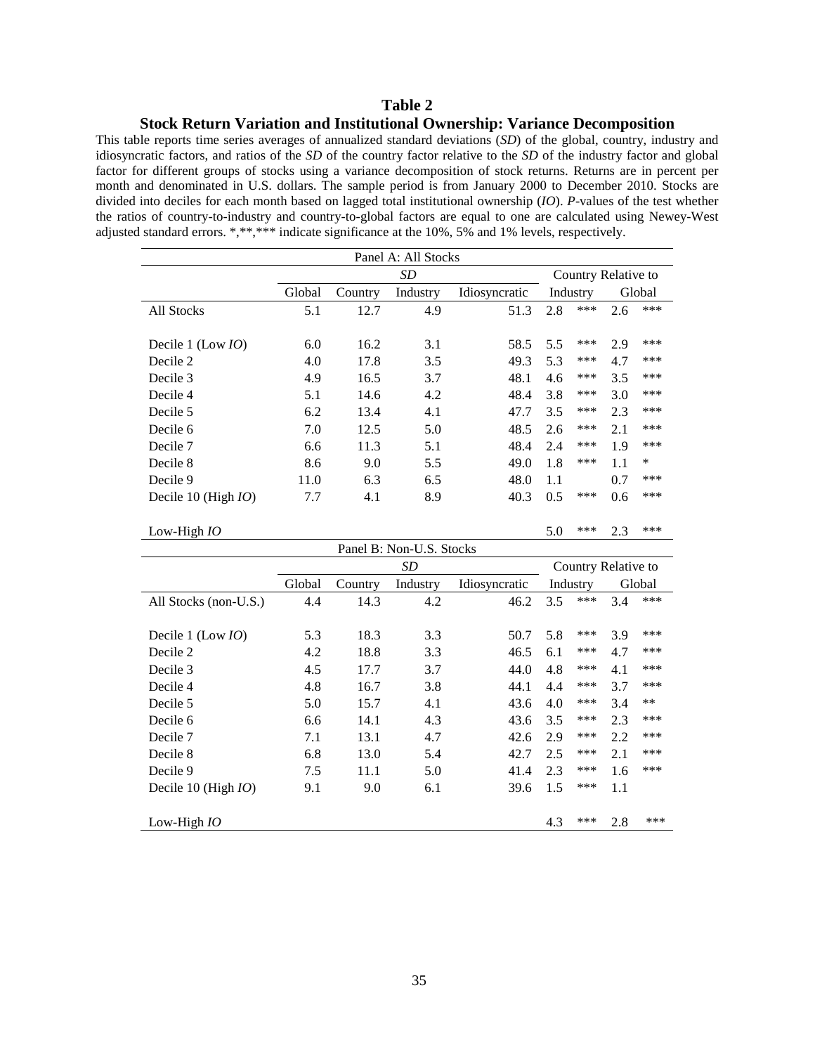# Table 2

## Stock Return Variation and Institutional Ownership: Variance Decomposition

This table reports time series averages of annualized standard deviations (*SD*) of the global, country, industry and idiosyncratic factors, and ratios of the *SD* of the country factor relative to the *SD* of the industry factor and global factor for different groups of stocks using a variance decomposition of stock returns. Returns are in percent per month and denominated in U.S. dollars. The sample period is from January 2000 to December 2010. Stocks are divided into deciles for each month based on lagged total institutional ownership (*IO*). *P*-values of the test whether the ratios of country-to-industry and country-to-global factors are equal to one are calculated using Newey-West adjusted standard errors. *,**,*** indicate significance at the 10%, 5% and 1% levels, respectively.

| Panel A: All Stocks | | | | | | | | |
|---|---|---|---|---|---|---|---|---|
| | *SD* | | | | Country Relative to | | | |
| | Global | Country | Industry | Idiosyncratic | Industry | | Global | |
| All Stocks | 5.1 | 12.7 | 4.9 | 51.3 | 2.8 | *** | 2.6 | *** |
| Decile 1 (Low *IO*) | 6.0 | 16.2 | 3.1 | 58.5 | 5.5 | *** | 2.9 | *** |
| Decile 2 | 4.0 | 17.8 | 3.5 | 49.3 | 5.3 | *** | 4.7 | *** |
| Decile 3 | 4.9 | 16.5 | 3.7 | 48.1 | 4.6 | *** | 3.5 | *** |
| Decile 4 | 5.1 | 14.6 | 4.2 | 48.4 | 3.8 | *** | 3.0 | *** |
| Decile 5 | 6.2 | 13.4 | 4.1 | 47.7 | 3.5 | *** | 2.3 | *** |
| Decile 6 | 7.0 | 12.5 | 5.0 | 48.5 | 2.6 | *** | 2.1 | *** |
| Decile 7 | 6.6 | 11.3 | 5.1 | 48.4 | 2.4 | *** | 1.9 | *** |
| Decile 8 | 8.6 | 9.0 | 5.5 | 49.0 | 1.8 | *** | 1.1 | * |
| Decile 9 | 11.0 | 6.3 | 6.5 | 48.0 | 1.1 | | 0.7 | *** |
| Decile 10 (High *IO*) | 7.7 | 4.1 | 8.9 | 40.3 | 0.5 | *** | 0.6 | *** |
| Low-High *IO* | | | | | 5.0 | *** | 2.3 | *** |

| Panel B: Non-U.S. Stocks | | | | | | | | |
|---|---|---|---|---|---|---|---|---|
| | *SD* | | | | Country Relative to | | | |
| | Global | Country | Industry | Idiosyncratic | Industry | | Global | |
| All Stocks (non-U.S.) | 4.4 | 14.3 | 4.2 | 46.2 | 3.5 | *** | 3.4 | *** |
| Decile 1 (Low *IO*) | 5.3 | 18.3 | 3.3 | 50.7 | 5.8 | *** | 3.9 | *** |
| Decile 2 | 4.2 | 18.8 | 3.3 | 46.5 | 6.1 | *** | 4.7 | *** |
| Decile 3 | 4.5 | 17.7 | 3.7 | 44.0 | 4.8 | *** | 4.1 | *** |
| Decile 4 | 4.8 | 16.7 | 3.8 | 44.1 | 4.4 | *** | 3.7 | *** |
| Decile 5 | 5.0 | 15.7 | 4.1 | 43.6 | 4.0 | *** | 3.4 | ** |
| Decile 6 | 6.6 | 14.1 | 4.3 | 43.6 | 3.5 | *** | 2.3 | *** |
| Decile 7 | 7.1 | 13.1 | 4.7 | 42.6 | 2.9 | *** | 2.2 | *** |
| Decile 8 | 6.8 | 13.0 | 5.4 | 42.7 | 2.5 | *** | 2.1 | *** |
| Decile 9 | 7.5 | 11.1 | 5.0 | 41.4 | 2.3 | *** | 1.6 | *** |
| Decile 10 (High *IO*) | 9.1 | 9.0 | 6.1 | 39.6 | 1.5 | *** | 1.1 | |
| Low-High *IO* | | | | | 4.3 | *** | 2.8 | *** |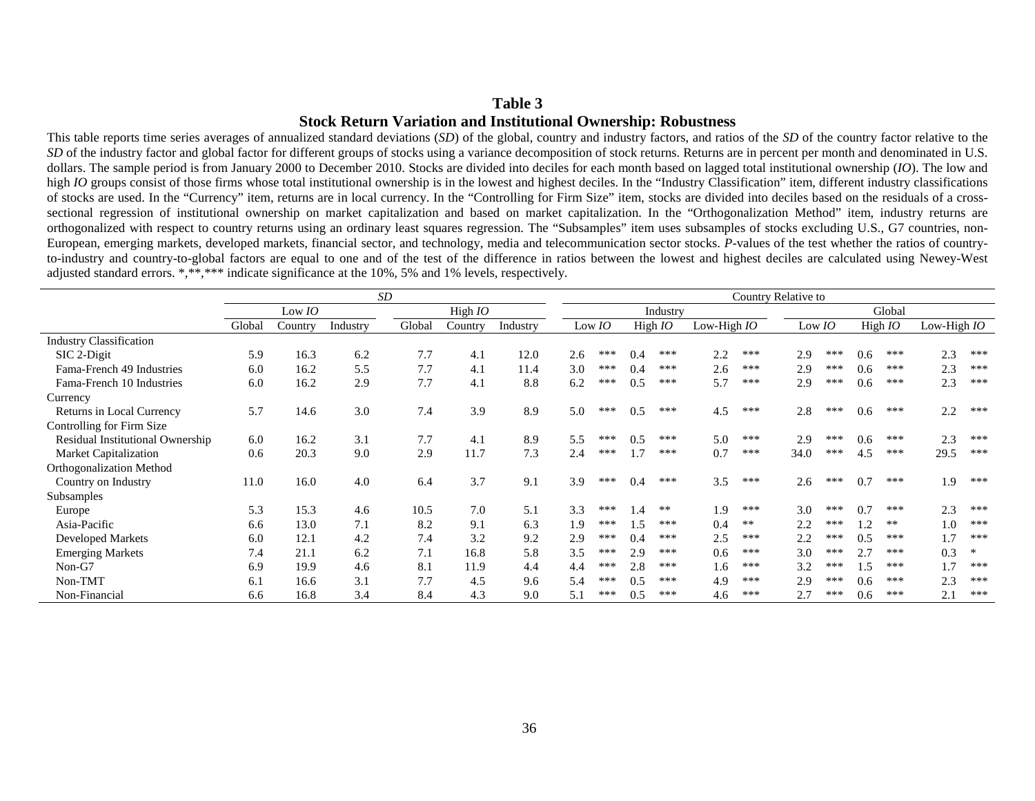# Table 3

## Stock Return Variation and Institutional Ownership: Robustness

This table reports time series averages of annualized standard deviations (*SD*) of the global, country and industry factors, and ratios of the *SD* of the country factor relative to the *SD* of the industry factor and global factor for different groups of stocks using a variance decomposition of stock returns. Returns are in percent per month and denominated in U.S. dollars. The sample period is from January 2000 to December 2010. Stocks are divided into deciles for each month based on lagged total institutional ownership (*IO*). The low and high *IO* groups consist of those firms whose total institutional ownership is in the lowest and highest deciles. In the "Industry Classification" item, different industry classifications of stocks are used. In the "Currency" item, returns are in local currency. In the "Controlling for Firm Size" item, stocks are divided into deciles based on the residuals of a cross-sectional regression of institutional ownership on market capitalization and based on market capitalization. In the "Orthogonalization Method" item, industry returns are orthogonalized with respect to country returns using an ordinary least squares regression. The "Subsamples" item uses subsamples of stocks excluding U.S., G7 countries, non-European, emerging markets, developed markets, financial sector, and technology, media and telecommunication sector stocks. *P*-values of the test whether the ratios of country-to-industry and country-to-global factors are equal to one and of the test of the difference in ratios between the lowest and highest deciles are calculated using Newey-West adjusted standard errors. *,**,*** indicate significance at the 10%, 5% and 1% levels, respectively.

| | *SD* | | | | | | Country Relative to | | | | | | | | | | | |
|---|---|---|---|---|---|---|---|---|---|---|---|---|---|---|---|---|---|---|
| | Low *IO* | | | High *IO* | | | Industry | | | | | | Global | | | | | |
| | Global | Country | Industry | Global | Country | Industry | Low *IO* | | High *IO* | | Low-High *IO* | | Low *IO* | | High *IO* | | Low-High *IO* | |
| Industry Classification | | | | | | | | | | | | | | | | | | |
| SIC 2-Digit | 5.9 | 16.3 | 6.2 | 7.7 | 4.1 | 12.0 | 2.6 | *** | 0.4 | *** | 2.2 | *** | 2.9 | *** | 0.6 | *** | 2.3 | *** |
| Fama-French 49 Industries | 6.0 | 16.2 | 5.5 | 7.7 | 4.1 | 11.4 | 3.0 | *** | 0.4 | *** | 2.6 | *** | 2.9 | *** | 0.6 | *** | 2.3 | *** |
| Fama-French 10 Industries | 6.0 | 16.2 | 2.9 | 7.7 | 4.1 | 8.8 | 6.2 | *** | 0.5 | *** | 5.7 | *** | 2.9 | *** | 0.6 | *** | 2.3 | *** |
| Currency | | | | | | | | | | | | | | | | | | |
| Returns in Local Currency | 5.7 | 14.6 | 3.0 | 7.4 | 3.9 | 8.9 | 5.0 | *** | 0.5 | *** | 4.5 | *** | 2.8 | *** | 0.6 | *** | 2.2 | *** |
| Controlling for Firm Size | | | | | | | | | | | | | | | | | | |
| Residual Institutional Ownership | 6.0 | 16.2 | 3.1 | 7.7 | 4.1 | 8.9 | 5.5 | *** | 0.5 | *** | 5.0 | *** | 2.9 | *** | 0.6 | *** | 2.3 | *** |
| Market Capitalization | 0.6 | 20.3 | 9.0 | 2.9 | 11.7 | 7.3 | 2.4 | *** | 1.7 | *** | 0.7 | *** | 34.0 | *** | 4.5 | *** | 29.5 | *** |
| Orthogonalization Method | | | | | | | | | | | | | | | | | | |
| Country on Industry | 11.0 | 16.0 | 4.0 | 6.4 | 3.7 | 9.1 | 3.9 | *** | 0.4 | *** | 3.5 | *** | 2.6 | *** | 0.7 | *** | 1.9 | *** |
| Subsamples | | | | | | | | | | | | | | | | | | |
| Europe | 5.3 | 15.3 | 4.6 | 10.5 | 7.0 | 5.1 | 3.3 | *** | 1.4 | ** | 1.9 | *** | 3.0 | *** | 0.7 | *** | 2.3 | *** |
| Asia-Pacific | 6.6 | 13.0 | 7.1 | 8.2 | 9.1 | 6.3 | 1.9 | *** | 1.5 | *** | 0.4 | ** | 2.2 | *** | 1.2 | ** | 1.0 | *** |
| Developed Markets | 6.0 | 12.1 | 4.2 | 7.4 | 3.2 | 9.2 | 2.9 | *** | 0.4 | *** | 2.5 | *** | 2.2 | *** | 0.5 | *** | 1.7 | *** |
| Emerging Markets | 7.4 | 21.1 | 6.2 | 7.1 | 16.8 | 5.8 | 3.5 | *** | 2.9 | *** | 0.6 | *** | 3.0 | *** | 2.7 | *** | 0.3 | * |
| Non-G7 | 6.9 | 19.9 | 4.6 | 8.1 | 11.9 | 4.4 | 4.4 | *** | 2.8 | *** | 1.6 | *** | 3.2 | *** | 1.5 | *** | 1.7 | *** |
| Non-TMT | 6.1 | 16.6 | 3.1 | 7.7 | 4.5 | 9.6 | 5.4 | *** | 0.5 | *** | 4.9 | *** | 2.9 | *** | 0.6 | *** | 2.3 | *** |
| Non-Financial | 6.6 | 16.8 | 3.4 | 8.4 | 4.3 | 9.0 | 5.1 | *** | 0.5 | *** | 4.6 | *** | 2.7 | *** | 0.6 | *** | 2.1 | *** |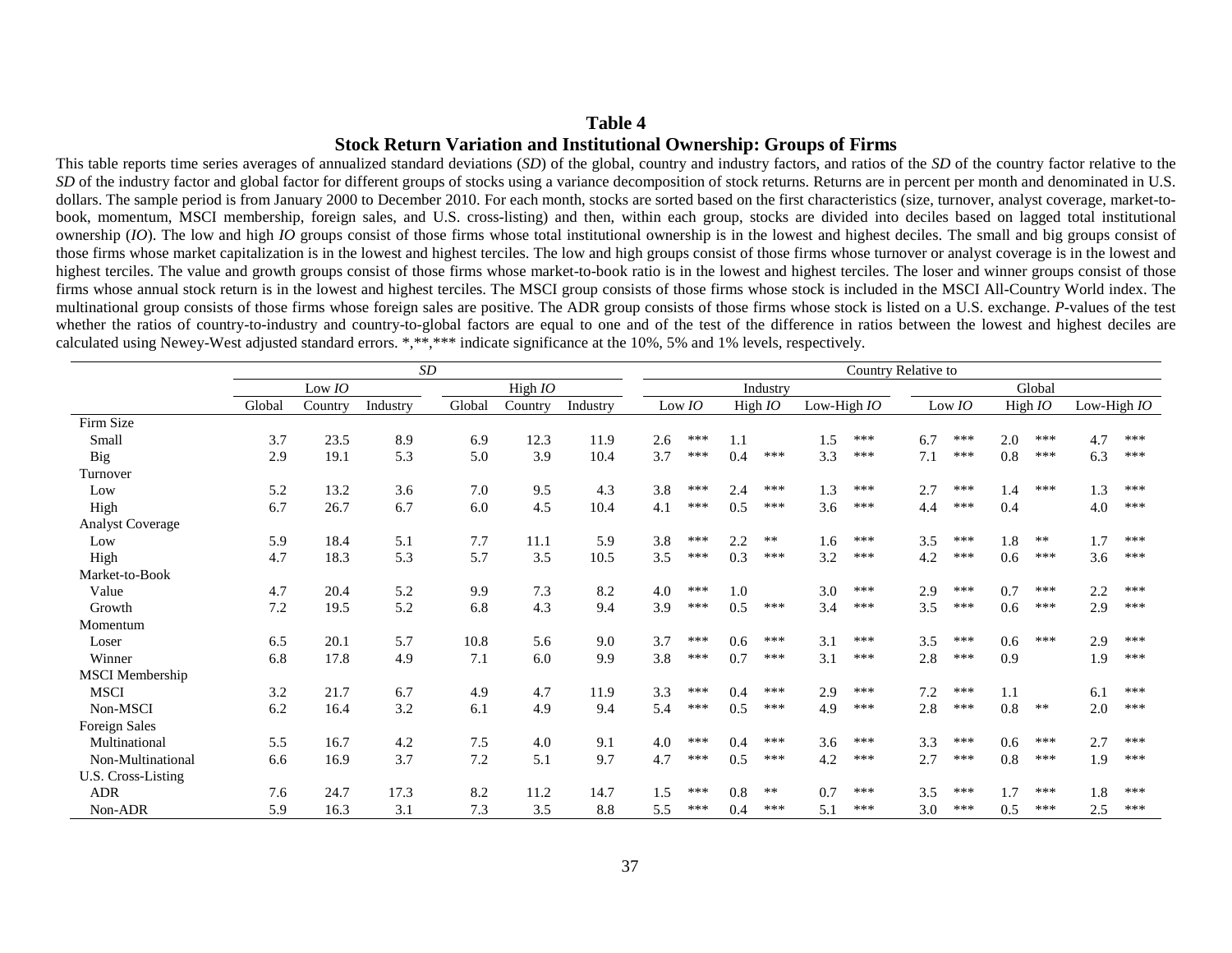# Table 4

## Stock Return Variation and Institutional Ownership: Groups of Firms

This table reports time series averages of annualized standard deviations (*SD*) of the global, country and industry factors, and ratios of the *SD* of the country factor relative to the *SD* of the industry factor and global factor for different groups of stocks using a variance decomposition of stock returns. Returns are in percent per month and denominated in U.S. dollars. The sample period is from January 2000 to December 2010. For each month, stocks are sorted based on the first characteristics (size, turnover, analyst coverage, market-to-book, momentum, MSCI membership, foreign sales, and U.S. cross-listing) and then, within each group, stocks are divided into deciles based on lagged total institutional ownership (*IO*). The low and high *IO* groups consist of those firms whose total institutional ownership is in the lowest and highest deciles. The small and big groups consist of those firms whose market capitalization is in the lowest and highest terciles. The low and high groups consist of those firms whose turnover or analyst coverage is in the lowest and highest terciles. The value and growth groups consist of those firms whose market-to-book ratio is in the lowest and highest terciles. The loser and winner groups consist of those firms whose annual stock return is in the lowest and highest terciles. The MSCI group consists of those firms whose stock is included in the MSCI All-Country World index. The multinational group consists of those firms whose foreign sales are positive. The ADR group consists of those firms whose stock is listed on a U.S. exchange. *P*-values of the test whether the ratios of country-to-industry and country-to-global factors are equal to one and of the test of the difference in ratios between the lowest and highest deciles are calculated using Newey-West adjusted standard errors. *,**,*** indicate significance at the 10%, 5% and 1% levels, respectively.

| | *SD* | | | | | | Country Relative to | | | | | | | | | | | |
|---|---|---|---|---|---|---|---|---|---|---|---|---|---|---|---|---|---|---|
| | Low *IO* | | | High *IO* | | | Industry | | | | | | Global | | | | | |
| | Global | Country | Industry | Global | Country | Industry | Low *IO* | | High *IO* | | Low-High *IO* | | Low *IO* | | High *IO* | | Low-High *IO* | |
| Firm Size | | | | | | | | | | | | | | | | | | |
| Small | 3.7 | 23.5 | 8.9 | 6.9 | 12.3 | 11.9 | 2.6 | *** | 1.1 | | 1.5 | *** | 6.7 | *** | 2.0 | *** | 4.7 | *** |
| Big | 2.9 | 19.1 | 5.3 | 5.0 | 3.9 | 10.4 | 3.7 | *** | 0.4 | *** | 3.3 | *** | 7.1 | *** | 0.8 | *** | 6.3 | *** |
| Turnover | | | | | | | | | | | | | | | | | | |
| Low | 5.2 | 13.2 | 3.6 | 7.0 | 9.5 | 4.3 | 3.8 | *** | 2.4 | *** | 1.3 | *** | 2.7 | *** | 1.4 | *** | 1.3 | *** |
| High | 6.7 | 26.7 | 6.7 | 6.0 | 4.5 | 10.4 | 4.1 | *** | 0.5 | *** | 3.6 | *** | 4.4 | *** | 0.4 | | 4.0 | *** |
| Analyst Coverage | | | | | | | | | | | | | | | | | | |
| Low | 5.9 | 18.4 | 5.1 | 7.7 | 11.1 | 5.9 | 3.8 | *** | 2.2 | ** | 1.6 | *** | 3.5 | *** | 1.8 | ** | 1.7 | *** |
| High | 4.7 | 18.3 | 5.3 | 5.7 | 3.5 | 10.5 | 3.5 | *** | 0.3 | *** | 3.2 | *** | 4.2 | *** | 0.6 | *** | 3.6 | *** |
| Market-to-Book | | | | | | | | | | | | | | | | | | |
| Value | 4.7 | 20.4 | 5.2 | 9.9 | 7.3 | 8.2 | 4.0 | *** | 1.0 | | 3.0 | *** | 2.9 | *** | 0.7 | *** | 2.2 | *** |
| Growth | 7.2 | 19.5 | 5.2 | 6.8 | 4.3 | 9.4 | 3.9 | *** | 0.5 | *** | 3.4 | *** | 3.5 | *** | 0.6 | *** | 2.9 | *** |
| Momentum | | | | | | | | | | | | | | | | | | |
| Loser | 6.5 | 20.1 | 5.7 | 10.8 | 5.6 | 9.0 | 3.7 | *** | 0.6 | *** | 3.1 | *** | 3.5 | *** | 0.6 | *** | 2.9 | *** |
| Winner | 6.8 | 17.8 | 4.9 | 7.1 | 6.0 | 9.9 | 3.8 | *** | 0.7 | *** | 3.1 | *** | 2.8 | *** | 0.9 | | 1.9 | *** |
| MSCI Membership | | | | | | | | | | | | | | | | | | |
| MSCI | 3.2 | 21.7 | 6.7 | 4.9 | 4.7 | 11.9 | 3.3 | *** | 0.4 | *** | 2.9 | *** | 7.2 | *** | 1.1 | | 6.1 | *** |
| Non-MSCI | 6.2 | 16.4 | 3.2 | 6.1 | 4.9 | 9.4 | 5.4 | *** | 0.5 | *** | 4.9 | *** | 2.8 | *** | 0.8 | ** | 2.0 | *** |
| Foreign Sales | | | | | | | | | | | | | | | | | | |
| Multinational | 5.5 | 16.7 | 4.2 | 7.5 | 4.0 | 9.1 | 4.0 | *** | 0.4 | *** | 3.6 | *** | 3.3 | *** | 0.6 | *** | 2.7 | *** |
| Non-Multinational | 6.6 | 16.9 | 3.7 | 7.2 | 5.1 | 9.7 | 4.7 | *** | 0.5 | *** | 4.2 | *** | 2.7 | *** | 0.8 | *** | 1.9 | *** |
| U.S. Cross-Listing | | | | | | | | | | | | | | | | | | |
| ADR | 7.6 | 24.7 | 17.3 | 8.2 | 11.2 | 14.7 | 1.5 | *** | 0.8 | ** | 0.7 | *** | 3.5 | *** | 1.7 | *** | 1.8 | *** |
| Non-ADR | 5.9 | 16.3 | 3.1 | 7.3 | 3.5 | 8.8 | 5.5 | *** | 0.4 | *** | 5.1 | *** | 3.0 | *** | 0.5 | *** | 2.5 | *** |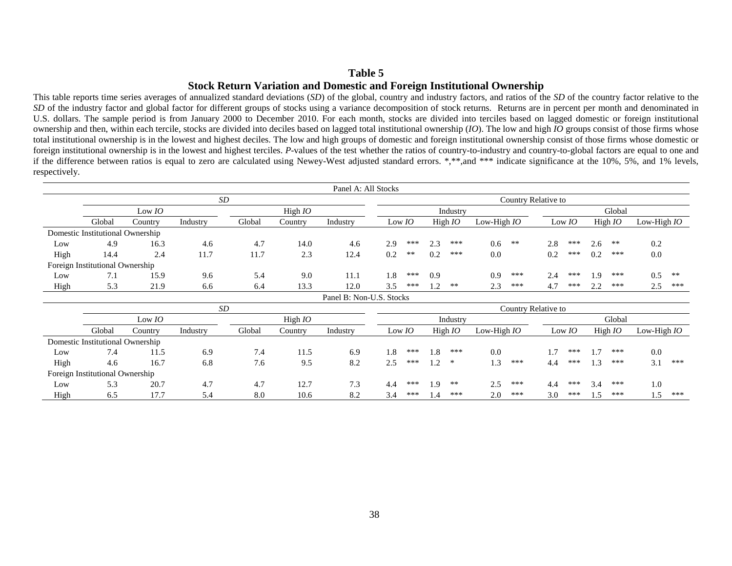# Table 5

## Stock Return Variation and Domestic and Foreign Institutional Ownership

This table reports time series averages of annualized standard deviations (*SD*) of the global, country and industry factors, and ratios of the *SD* of the country factor relative to the *SD* of the industry factor and global factor for different groups of stocks using a variance decomposition of stock returns. Returns are in percent per month and denominated in U.S. dollars. The sample period is from January 2000 to December 2010. For each month, stocks are divided into terciles based on lagged domestic or foreign institutional ownership and then, within each tercile, stocks are divided into deciles based on lagged total institutional ownership (*IO*). The low and high *IO* groups consist of those firms whose total institutional ownership is in the lowest and highest deciles. The low and high groups of domestic and foreign institutional ownership consist of those firms whose domestic or foreign institutional ownership is in the lowest and highest terciles. *P*-values of the test whether the ratios of country-to-industry and country-to-global factors are equal to one and if the difference between ratios is equal to zero are calculated using Newey-West adjusted standard errors. *,**,and *** indicate significance at the 10%, 5%, and 1% levels, respectively.

**Panel A: All Stocks**

| | *SD* | | | | | | Country Relative to | | | | | | | | | | | |
|---|---|---|---|---|---|---|---|---|---|---|---|---|---|---|---|---|---|---|
| | Low *IO* | | | High *IO* | | | Industry | | | | | | Global | | | | | |
| | Global | Country | Industry | Global | Country | Industry | Low *IO* | | High *IO* | | Low-High *IO* | | Low *IO* | | High *IO* | | Low-High *IO* | |
| Domestic Institutional Ownership | | | | | | | | | | | | | | | | | | |
| Low | 4.9 | 16.3 | 4.6 | 4.7 | 14.0 | 4.6 | 2.9 | *** | 2.3 | *** | 0.6 | ** | 2.8 | *** | 2.6 | ** | 0.2 | |
| High | 14.4 | 2.4 | 11.7 | 11.7 | 2.3 | 12.4 | 0.2 | ** | 0.2 | *** | 0.0 | | 0.2 | *** | 0.2 | *** | 0.0 | |
| Foreign Institutional Ownership | | | | | | | | | | | | | | | | | | |
| Low | 7.1 | 15.9 | 9.6 | 5.4 | 9.0 | 11.1 | 1.8 | *** | 0.9 | | 0.9 | *** | 2.4 | *** | 1.9 | *** | 0.5 | ** |
| High | 5.3 | 21.9 | 6.6 | 6.4 | 13.3 | 12.0 | 3.5 | *** | 1.2 | ** | 2.3 | *** | 4.7 | *** | 2.2 | *** | 2.5 | *** |

**Panel B: Non-U.S. Stocks**

| | *SD* | | | | | | Country Relative to | | | | | | | | | | | |
|---|---|---|---|---|---|---|---|---|---|---|---|---|---|---|---|---|---|---|
| | Low *IO* | | | High *IO* | | | Industry | | | | | | Global | | | | | |
| | Global | Country | Industry | Global | Country | Industry | Low *IO* | | High *IO* | | Low-High *IO* | | Low *IO* | | High *IO* | | Low-High *IO* | |
| Domestic Institutional Ownership | | | | | | | | | | | | | | | | | | |
| Low | 7.4 | 11.5 | 6.9 | 7.4 | 11.5 | 6.9 | 1.8 | *** | 1.8 | *** | 0.0 | | 1.7 | *** | 1.7 | *** | 0.0 | |
| High | 4.6 | 16.7 | 6.8 | 7.6 | 9.5 | 8.2 | 2.5 | *** | 1.2 | * | 1.3 | *** | 4.4 | *** | 1.3 | *** | 3.1 | *** |
| Foreign Institutional Ownership | | | | | | | | | | | | | | | | | | |
| Low | 5.3 | 20.7 | 4.7 | 4.7 | 12.7 | 7.3 | 4.4 | *** | 1.9 | ** | 2.5 | *** | 4.4 | *** | 3.4 | *** | 1.0 | |
| High | 6.5 | 17.7 | 5.4 | 8.0 | 10.6 | 8.2 | 3.4 | *** | 1.4 | *** | 2.0 | *** | 3.0 | *** | 1.5 | *** | 1.5 | *** |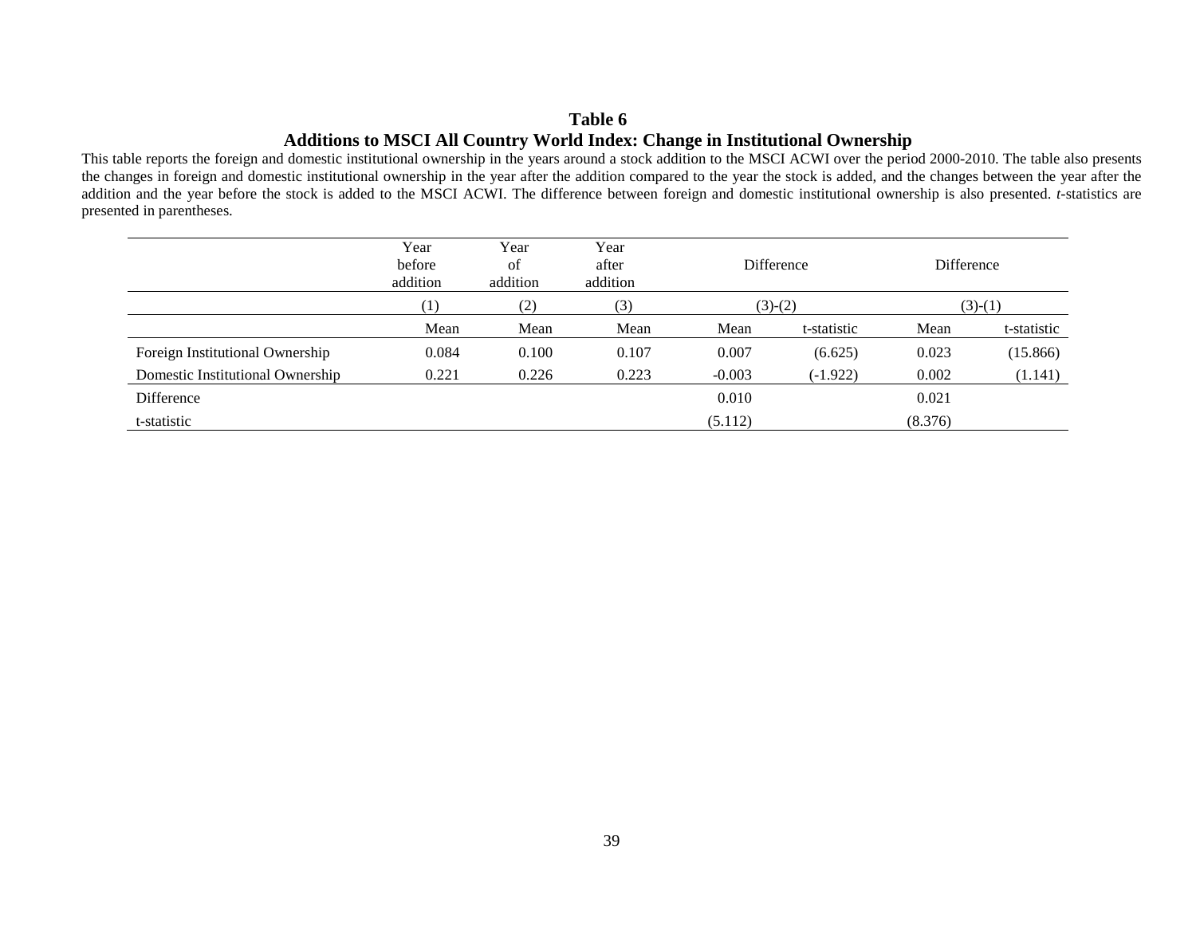**Table 6**

**Additions to MSCI All Country World Index: Change in Institutional Ownership**

This table reports the foreign and domestic institutional ownership in the years around a stock addition to the MSCI ACWI over the period 2000-2010. The table also presents the changes in foreign and domestic institutional ownership in the year after the addition compared to the year the stock is added, and the changes between the year after the addition and the year before the stock is added to the MSCI ACWI. The difference between foreign and domestic institutional ownership is also presented. *t*-statistics are presented in parentheses.

| | Year before addition | Year of addition | Year after addition | Difference | | Difference | |
|---|---|---|---|---|---|---|---|
| | (1) | (2) | (3) | (3)-(2) | | (3)-(1) | |
| | Mean | Mean | Mean | Mean | t-statistic | Mean | t-statistic |
| Foreign Institutional Ownership | 0.084 | 0.100 | 0.107 | 0.007 | (6.625) | 0.023 | (15.866) |
| Domestic Institutional Ownership | 0.221 | 0.226 | 0.223 | -0.003 | (-1.922) | 0.002 | (1.141) |
| Difference | | | | 0.010 | | 0.021 | |
| t-statistic | | | | (5.112) | | (8.376) | |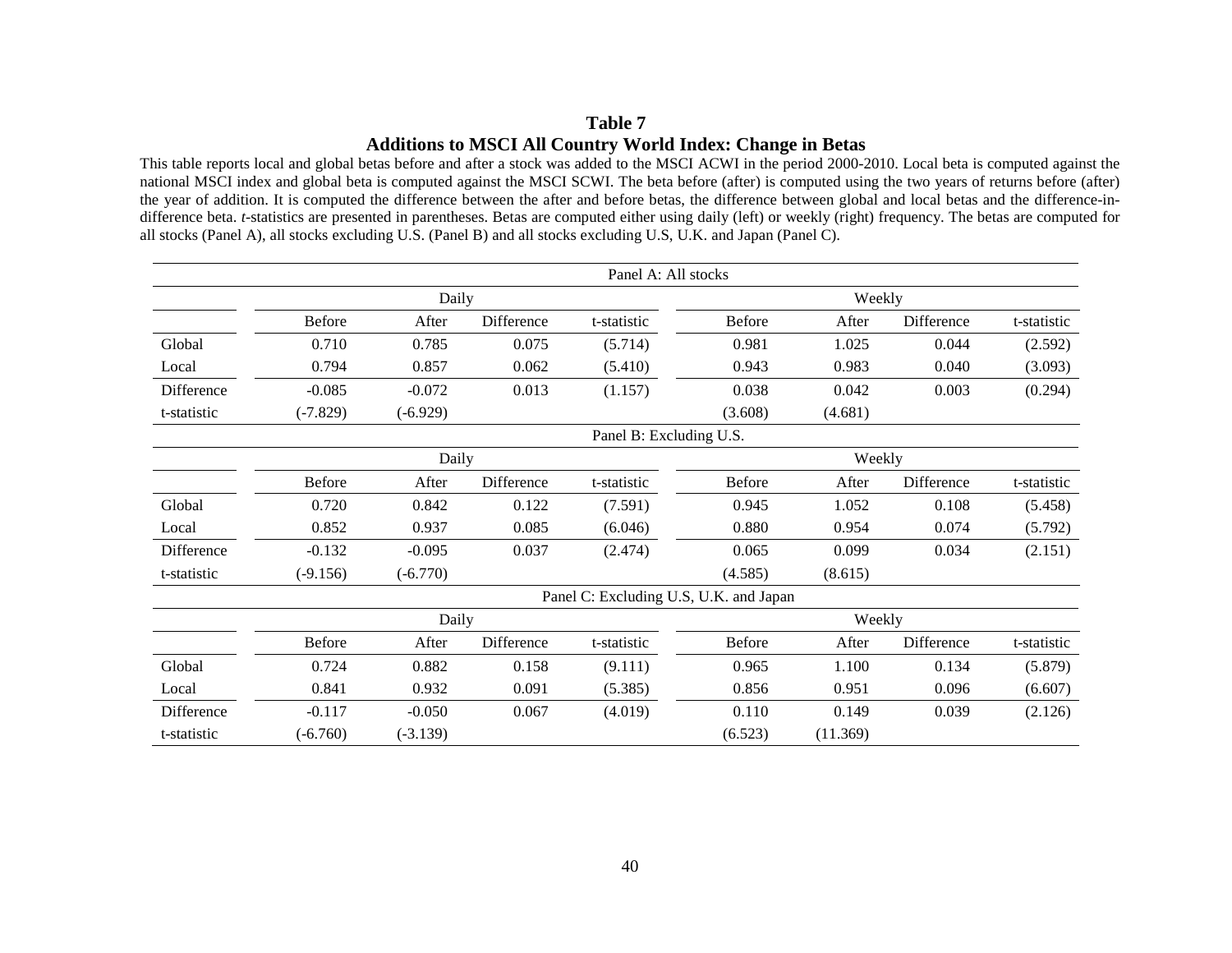# Table 7

## Additions to MSCI All Country World Index: Change in Betas

This table reports local and global betas before and after a stock was added to the MSCI ACWI in the period 2000-2010. Local beta is computed against the national MSCI index and global beta is computed against the MSCI SCWI. The beta before (after) is computed using the two years of returns before (after) the year of addition. It is computed the difference between the after and before betas, the difference between global and local betas and the difference-in-difference beta. *t*-statistics are presented in parentheses. Betas are computed either using daily (left) or weekly (right) frequency. The betas are computed for all stocks (Panel A), all stocks excluding U.S. (Panel B) and all stocks excluding U.S, U.K. and Japan (Panel C).

| Panel A: All stocks | | | | | | | | |
|---|---|---|---|---|---|---|---|---|
| | Daily | | | | Weekly | | | |
| | Before | After | Difference | t-statistic | Before | After | Difference | t-statistic |
| Global | 0.710 | 0.785 | 0.075 | (5.714) | 0.981 | 1.025 | 0.044 | (2.592) |
| Local | 0.794 | 0.857 | 0.062 | (5.410) | 0.943 | 0.983 | 0.040 | (3.093) |
| Difference | -0.085 | -0.072 | 0.013 | (1.157) | 0.038 | 0.042 | 0.003 | (0.294) |
| t-statistic | (-7.829) | (-6.929) | | | (3.608) | (4.681) | | |

| Panel B: Excluding U.S. | | | | | | | | |
|---|---|---|---|---|---|---|---|---|
| | Daily | | | | Weekly | | | |
| | Before | After | Difference | t-statistic | Before | After | Difference | t-statistic |
| Global | 0.720 | 0.842 | 0.122 | (7.591) | 0.945 | 1.052 | 0.108 | (5.458) |
| Local | 0.852 | 0.937 | 0.085 | (6.046) | 0.880 | 0.954 | 0.074 | (5.792) |
| Difference | -0.132 | -0.095 | 0.037 | (2.474) | 0.065 | 0.099 | 0.034 | (2.151) |
| t-statistic | (-9.156) | (-6.770) | | | (4.585) | (8.615) | | |

| Panel C: Excluding U.S, U.K. and Japan | | | | | | | | |
|---|---|---|---|---|---|---|---|---|
| | Daily | | | | Weekly | | | |
| | Before | After | Difference | t-statistic | Before | After | Difference | t-statistic |
| Global | 0.724 | 0.882 | 0.158 | (9.111) | 0.965 | 1.100 | 0.134 | (5.879) |
| Local | 0.841 | 0.932 | 0.091 | (5.385) | 0.856 | 0.951 | 0.096 | (6.607) |
| Difference | -0.117 | -0.050 | 0.067 | (4.019) | 0.110 | 0.149 | 0.039 | (2.126) |
| t-statistic | (-6.760) | (-3.139) | | | (6.523) | (11.369) | | |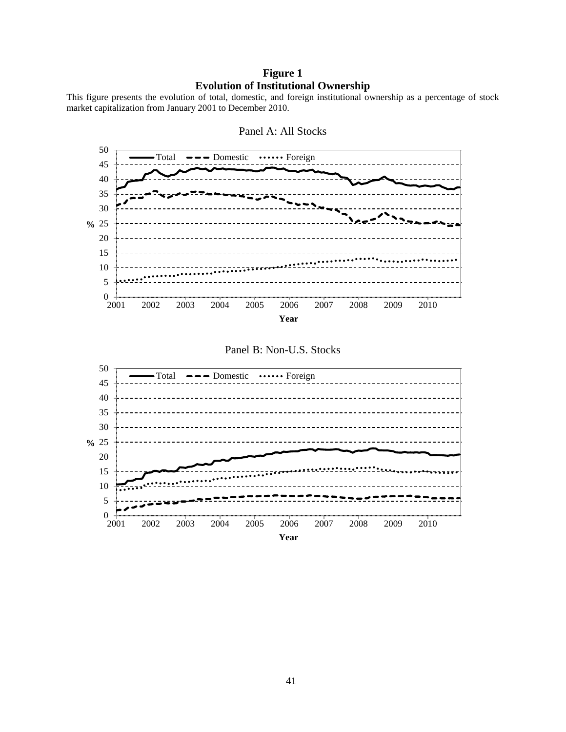**Figure 1**
**Evolution of Institutional Ownership**

This figure presents the evolution of total, domestic, and foreign institutional ownership as a percentage of stock market capitalization from January 2001 to December 2010.

Panel A: All Stocks

Panel B: Non-U.S. Stocks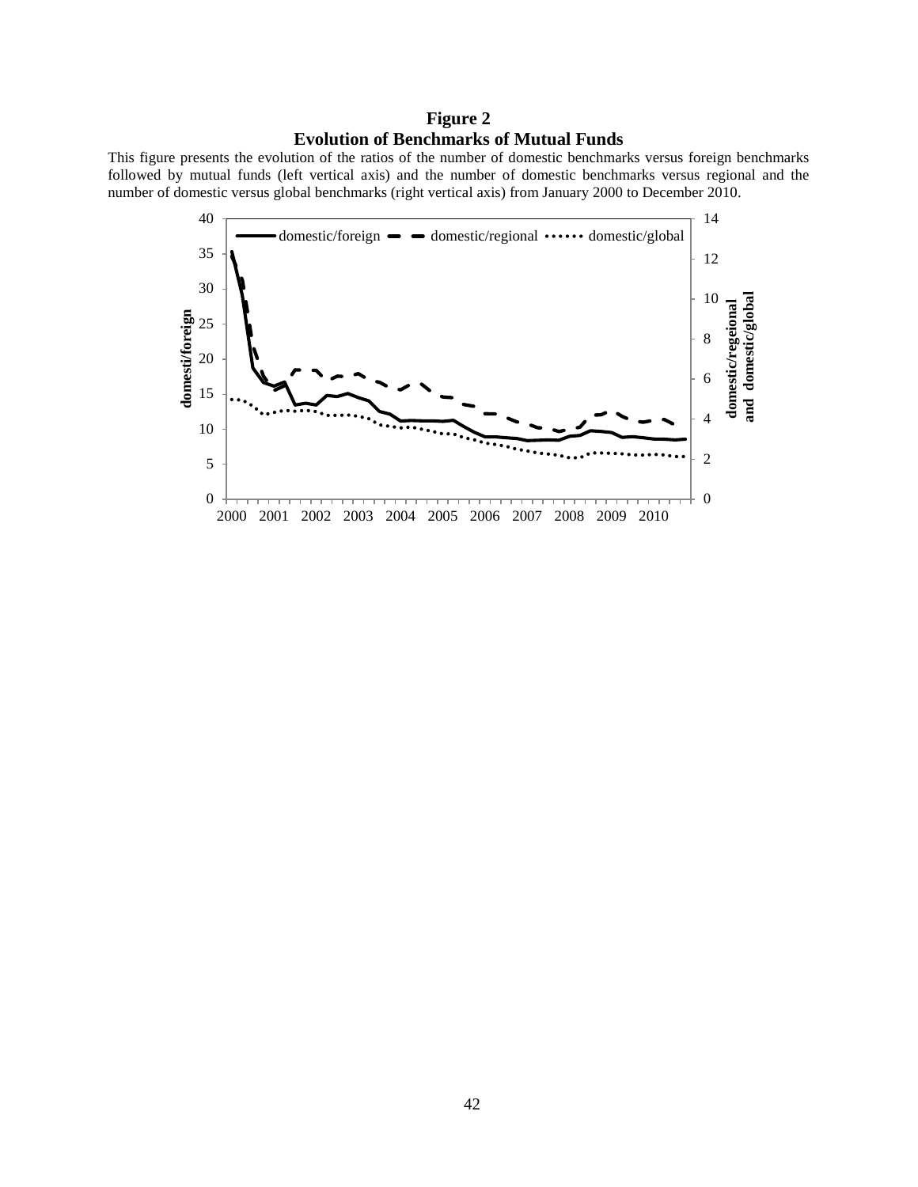**Figure 2**
**Evolution of Benchmarks of Mutual Funds**

This figure presents the evolution of the ratios of the number of domestic benchmarks versus foreign benchmarks followed by mutual funds (left vertical axis) and the number of domestic benchmarks versus regional and the number of domestic versus global benchmarks (right vertical axis) from January 2000 to December 2010.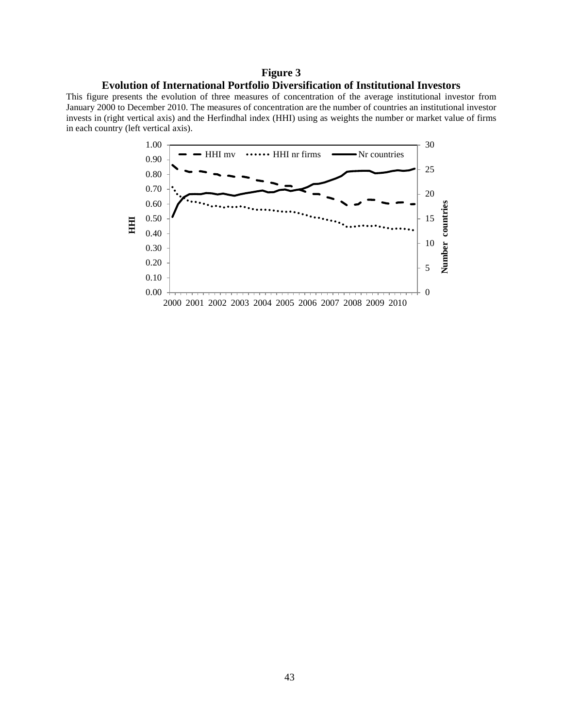**Figure 3**

**Evolution of International Portfolio Diversification of Institutional Investors**

This figure presents the evolution of three measures of concentration of the average institutional investor from January 2000 to December 2010. The measures of concentration are the number of countries an institutional investor invests in (right vertical axis) and the Herfindhal index (HHI) using as weights the number or market value of firms in each country (left vertical axis).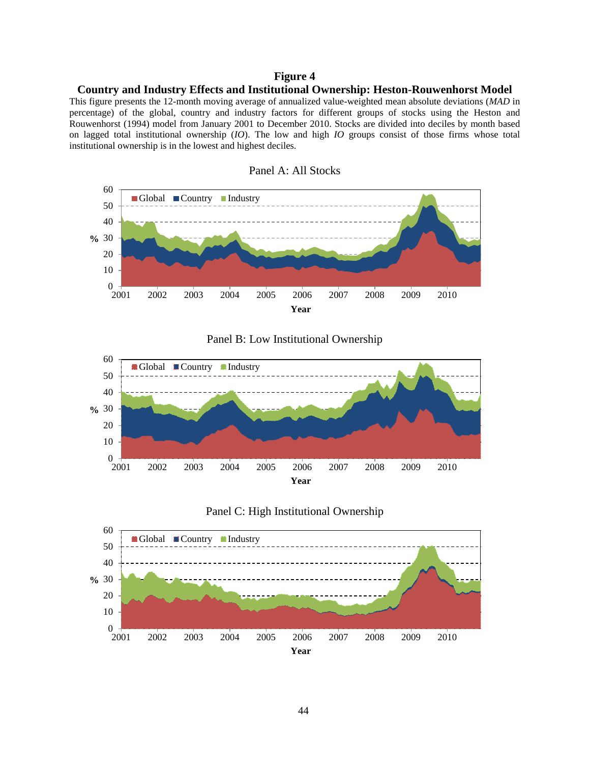**Figure 4**

**Country and Industry Effects and Institutional Ownership: Heston-Rouwenhorst Model**

This figure presents the 12-month moving average of annualized value-weighted mean absolute deviations (*MAD* in percentage) of the global, country and industry factors for different groups of stocks using the Heston and Rouwenhorst (1994) model from January 2001 to December 2010. Stocks are divided into deciles by month based on lagged total institutional ownership (*IO*). The low and high *IO* groups consist of those firms whose total institutional ownership is in the lowest and highest deciles.

Panel A: All Stocks

Panel B: Low Institutional Ownership

Panel C: High Institutional Ownership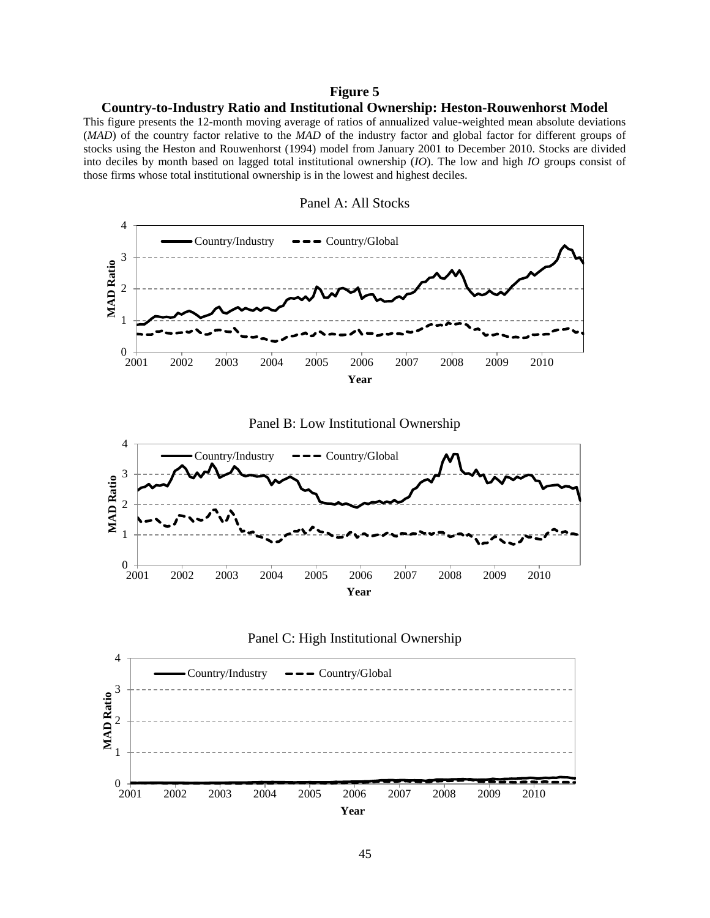**Figure 5**

**Country-to-Industry Ratio and Institutional Ownership: Heston-Rouwenhorst Model**

This figure presents the 12-month moving average of ratios of annualized value-weighted mean absolute deviations (*MAD*) of the country factor relative to the *MAD* of the industry factor and global factor for different groups of stocks using the Heston and Rouwenhorst (1994) model from January 2001 to December 2010. Stocks are divided into deciles by month based on lagged total institutional ownership (*IO*). The low and high *IO* groups consist of those firms whose total institutional ownership is in the lowest and highest deciles.

Panel A: All Stocks

Panel B: Low Institutional Ownership

Panel C: High Institutional Ownership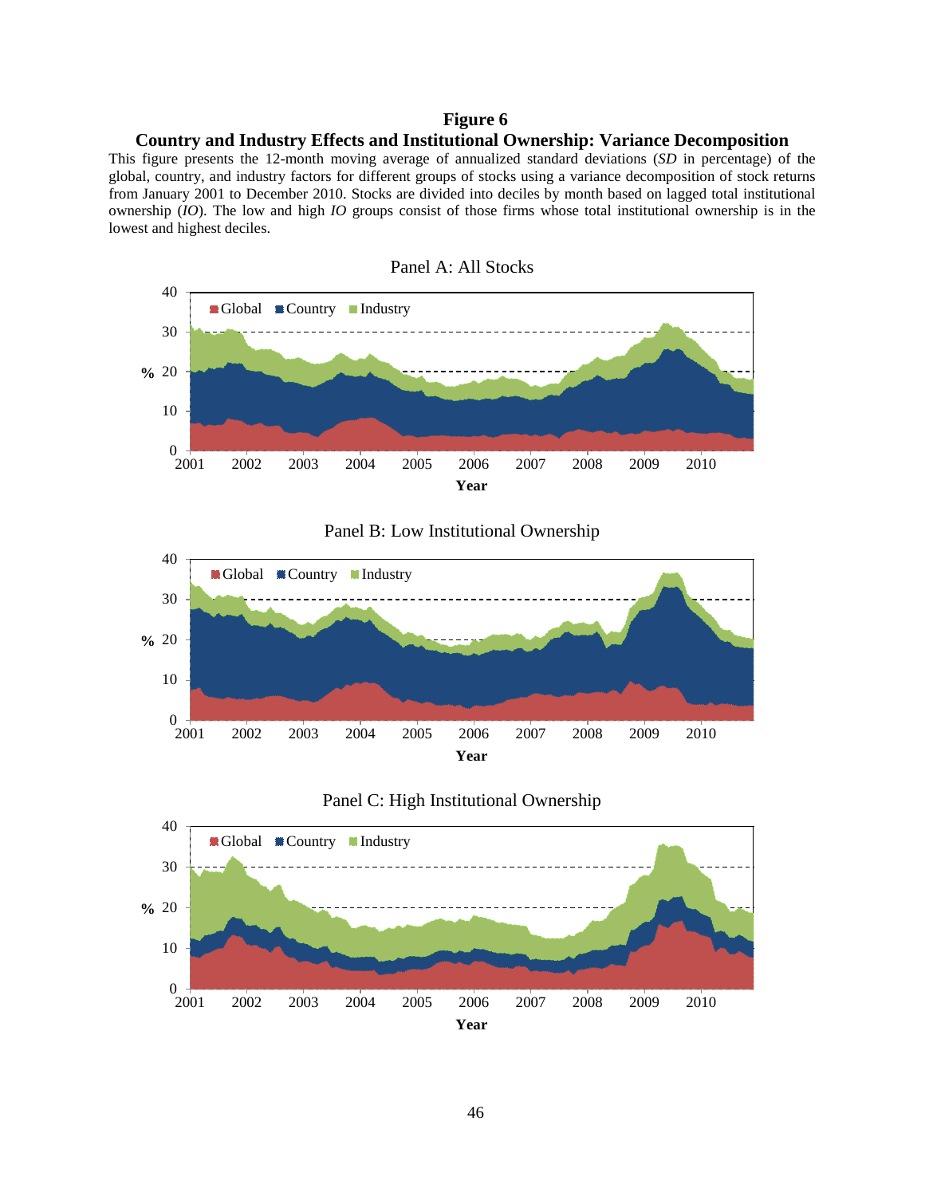**Figure 6**

**Country and Industry Effects and Institutional Ownership: Variance Decomposition**

This figure presents the 12-month moving average of annualized standard deviations (*SD* in percentage) of the global, country, and industry factors for different groups of stocks using a variance decomposition of stock returns from January 2001 to December 2010. Stocks are divided into deciles by month based on lagged total institutional ownership (*IO*). The low and high *IO* groups consist of those firms whose total institutional ownership is in the lowest and highest deciles.

Panel A: All Stocks

Panel B: Low Institutional Ownership

Panel C: High Institutional Ownership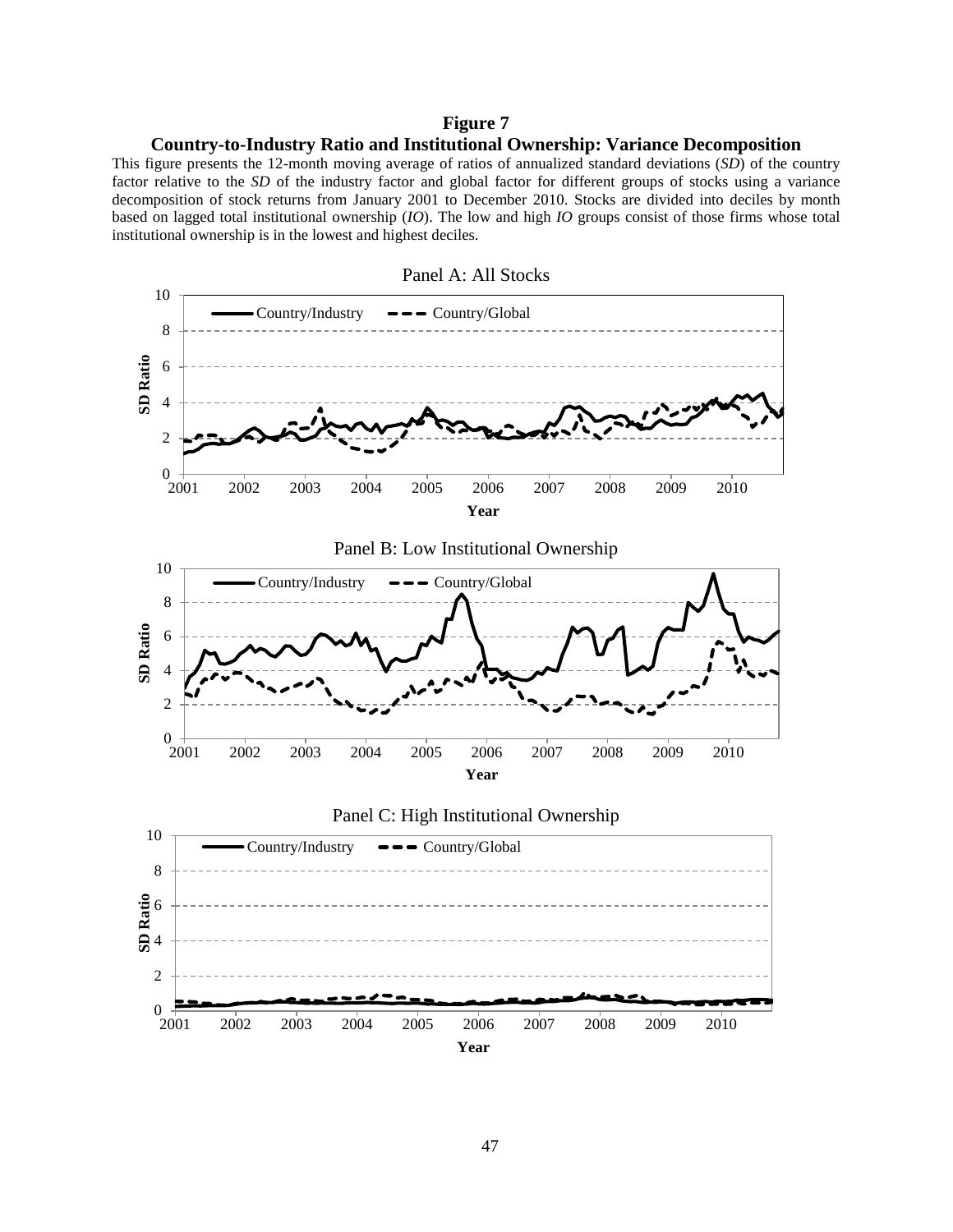**Figure 7**

**Country-to-Industry Ratio and Institutional Ownership: Variance Decomposition**

This figure presents the 12-month moving average of ratios of annualized standard deviations (*SD*) of the country factor relative to the *SD* of the industry factor and global factor for different groups of stocks using a variance decomposition of stock returns from January 2001 to December 2010. Stocks are divided into deciles by month based on lagged total institutional ownership (*IO*). The low and high *IO* groups consist of those firms whose total institutional ownership is in the lowest and highest deciles.

Panel A: All Stocks

Panel B: Low Institutional Ownership

Panel C: High Institutional Ownership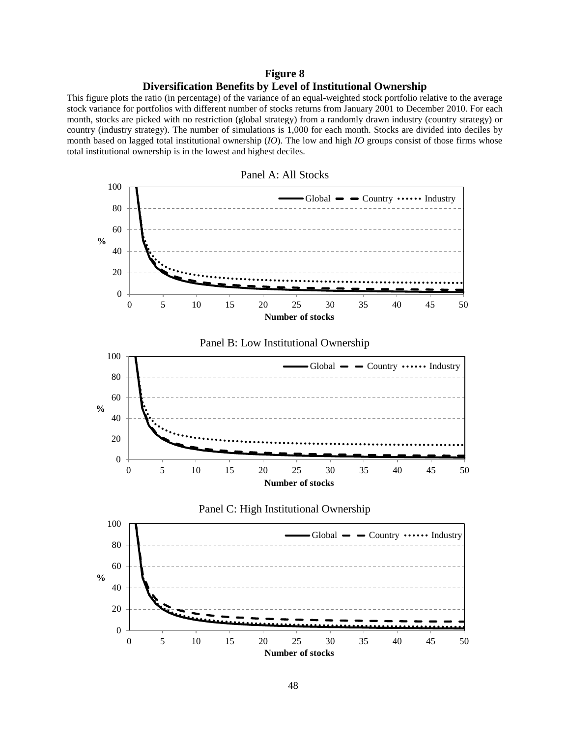# Figure 8

## Diversification Benefits by Level of Institutional Ownership

This figure plots the ratio (in percentage) of the variance of an equal-weighted stock portfolio relative to the average stock variance for portfolios with different number of stocks returns from January 2001 to December 2010. For each month, stocks are picked with no restriction (global strategy) from a randomly drawn industry (country strategy) or country (industry strategy). The number of simulations is 1,000 for each month. Stocks are divided into deciles by month based on lagged total institutional ownership (*IO*). The low and high *IO* groups consist of those firms whose total institutional ownership is in the lowest and highest deciles.

Panel A: All Stocks

Global — Country — Industry

%

0 20 40 60 80 100

0 5 10 15 20 25 30 35 40 45 50

**Number of stocks**

Panel B: Low Institutional Ownership

Global — Country — Industry

%

0 20 40 60 80 100

0 5 10 15 20 25 30 35 40 45 50

**Number of stocks**

Panel C: High Institutional Ownership

Global — Country — Industry

%

0 20 40 60 80 100

0 5 10 15 20 25 30 35 40 45 50

**Number of stocks**